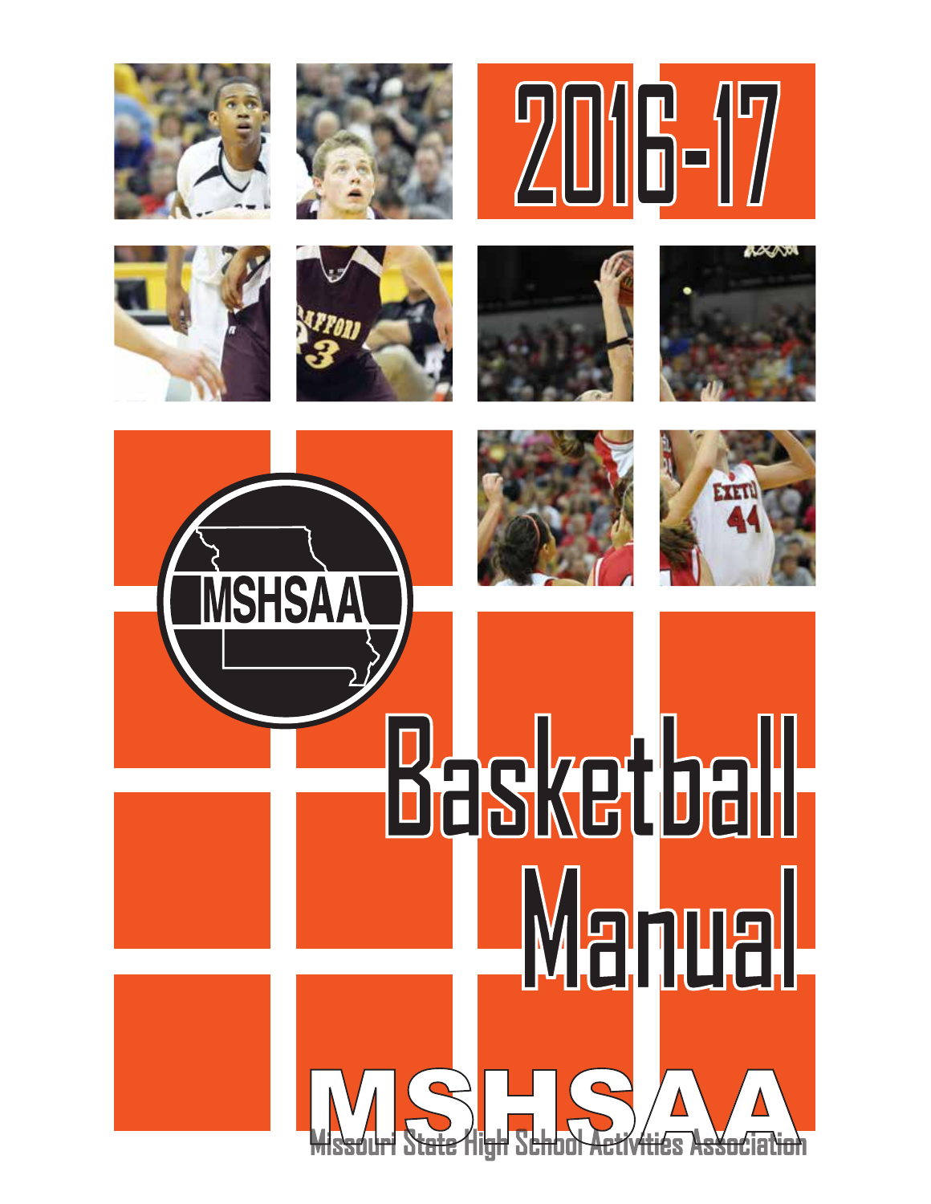# 2016-17

MSHSAA

# Basketball Manual

MSHSAA

Missouri State High School Activities Association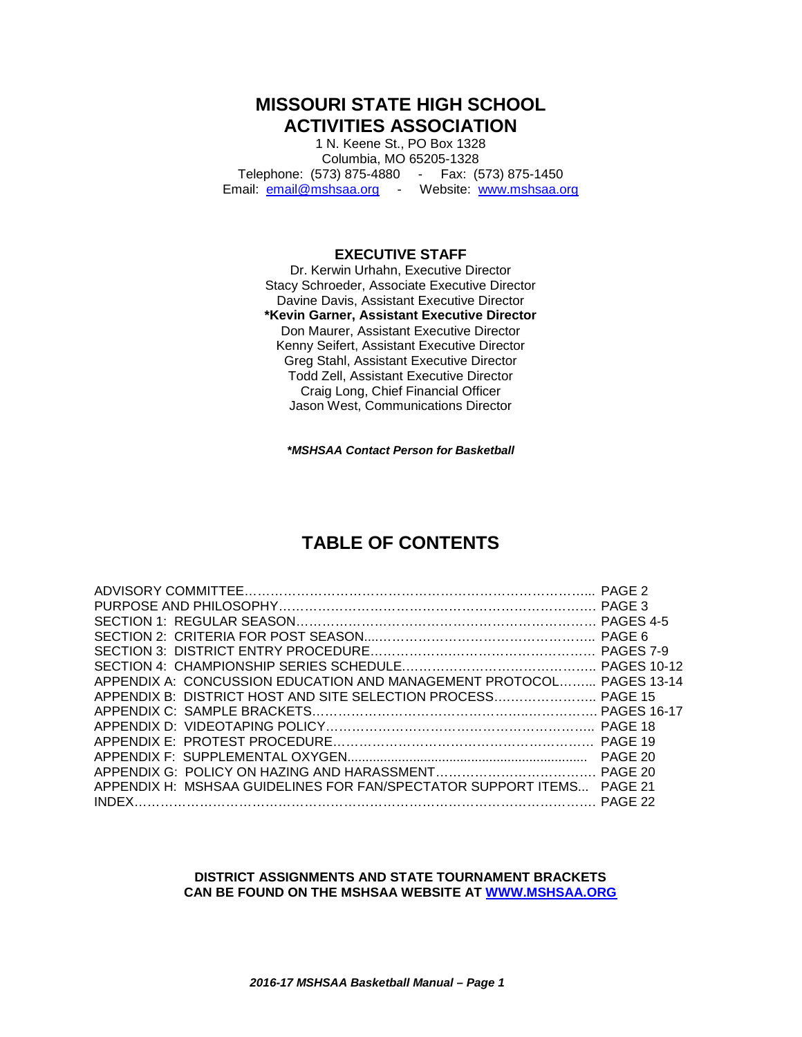# MISSOURI STATE HIGH SCHOOL ACTIVITIES ASSOCIATION

1 N. Keene St., PO Box 1328
Columbia, MO 65205-1328
Telephone: (573) 875-4880 - Fax: (573) 875-1450
Email: email@mshsaa.org - Website: www.mshsaa.org

## EXECUTIVE STAFF

Dr. Kerwin Urhahn, Executive Director
Stacy Schroeder, Associate Executive Director
Davine Davis, Assistant Executive Director
**\*Kevin Garner, Assistant Executive Director**
Don Maurer, Assistant Executive Director
Kenny Seifert, Assistant Executive Director
Greg Stahl, Assistant Executive Director
Todd Zell, Assistant Executive Director
Craig Long, Chief Financial Officer
Jason West, Communications Director

***\*MSHSAA Contact Person for Basketball***

## TABLE OF CONTENTS

| | |
|---|---|
| ADVISORY COMMITTEE | PAGE 2 |
| PURPOSE AND PHILOSOPHY | PAGE 3 |
| SECTION 1: REGULAR SEASON | PAGES 4-5 |
| SECTION 2: CRITERIA FOR POST SEASON | PAGE 6 |
| SECTION 3: DISTRICT ENTRY PROCEDURE | PAGES 7-9 |
| SECTION 4: CHAMPIONSHIP SERIES SCHEDULE | PAGES 10-12 |
| APPENDIX A: CONCUSSION EDUCATION AND MANAGEMENT PROTOCOL | PAGES 13-14 |
| APPENDIX B: DISTRICT HOST AND SITE SELECTION PROCESS | PAGE 15 |
| APPENDIX C: SAMPLE BRACKETS | PAGES 16-17 |
| APPENDIX D: VIDEOTAPING POLICY | PAGE 18 |
| APPENDIX E: PROTEST PROCEDURE | PAGE 19 |
| APPENDIX F: SUPPLEMENTAL OXYGEN | PAGE 20 |
| APPENDIX G: POLICY ON HAZING AND HARASSMENT | PAGE 20 |
| APPENDIX H: MSHSAA GUIDELINES FOR FAN/SPECTATOR SUPPORT ITEMS | PAGE 21 |
| INDEX | PAGE 22 |

**DISTRICT ASSIGNMENTS AND STATE TOURNAMENT BRACKETS CAN BE FOUND ON THE MSHSAA WEBSITE AT WWW.MSHSAA.ORG**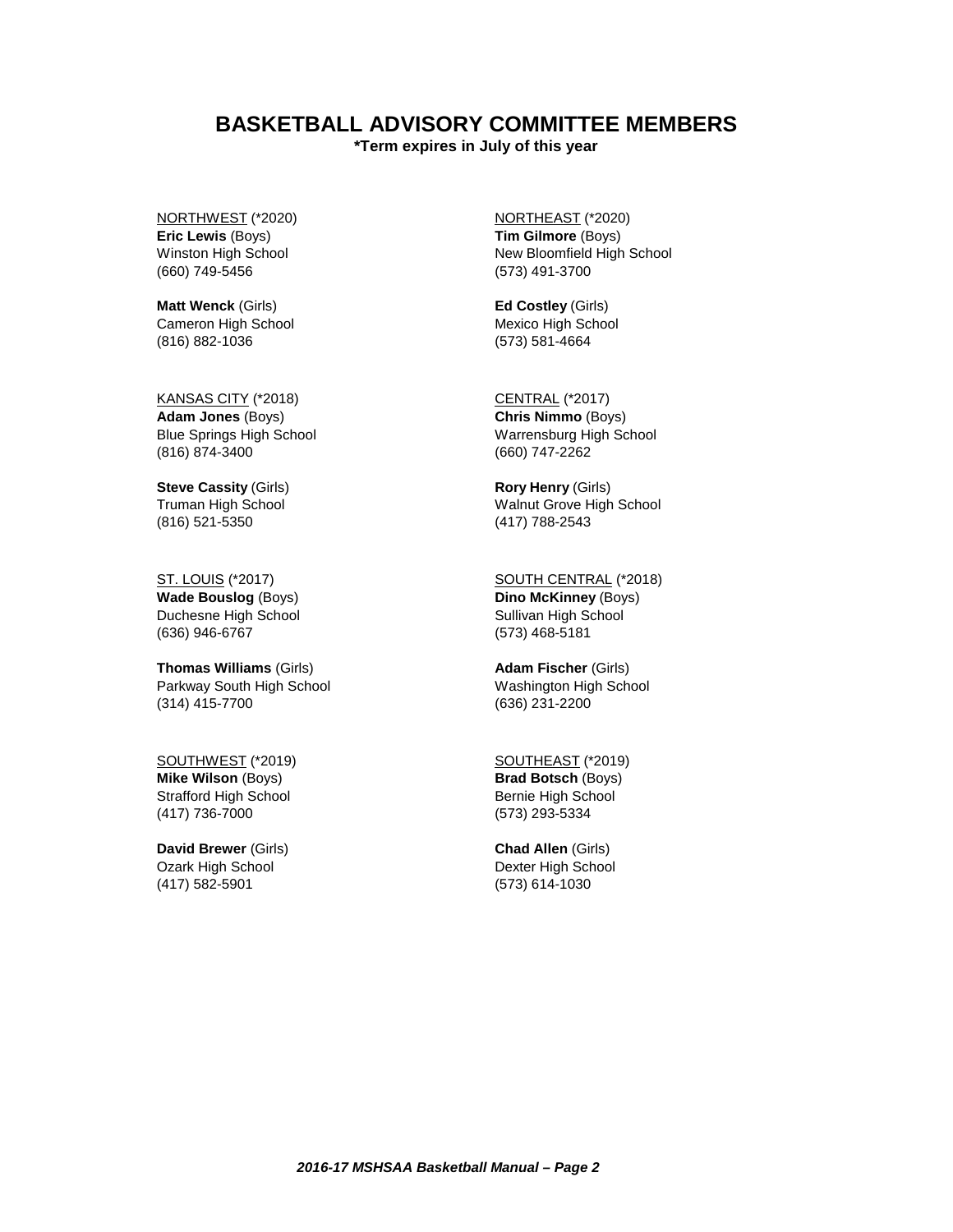# BASKETBALL ADVISORY COMMITTEE MEMBERS

**\*Term expires in July of this year**

NORTHWEST (*2020)
**Eric Lewis** (Boys)
Winston High School
(660) 749-5456

**Matt Wenck** (Girls)
Cameron High School
(816) 882-1036

KANSAS CITY (*2018)
**Adam Jones** (Boys)
Blue Springs High School
(816) 874-3400

**Steve Cassity** (Girls)
Truman High School
(816) 521-5350

ST. LOUIS (*2017)
**Wade Bouslog** (Boys)
Duchesne High School
(636) 946-6767

**Thomas Williams** (Girls)
Parkway South High School
(314) 415-7700

SOUTHWEST (*2019)
**Mike Wilson** (Boys)
Strafford High School
(417) 736-7000

**David Brewer** (Girls)
Ozark High School
(417) 582-5901

NORTHEAST (*2020)
**Tim Gilmore** (Boys)
New Bloomfield High School
(573) 491-3700

**Ed Costley** (Girls)
Mexico High School
(573) 581-4664

CENTRAL (*2017)
**Chris Nimmo** (Boys)
Warrensburg High School
(660) 747-2262

**Rory Henry** (Girls)
Walnut Grove High School
(417) 788-2543

SOUTH CENTRAL (*2018)
**Dino McKinney** (Boys)
Sullivan High School
(573) 468-5181

**Adam Fischer** (Girls)
Washington High School
(636) 231-2200

SOUTHEAST (*2019)
**Brad Botsch** (Boys)
Bernie High School
(573) 293-5334

**Chad Allen** (Girls)
Dexter High School
(573) 614-1030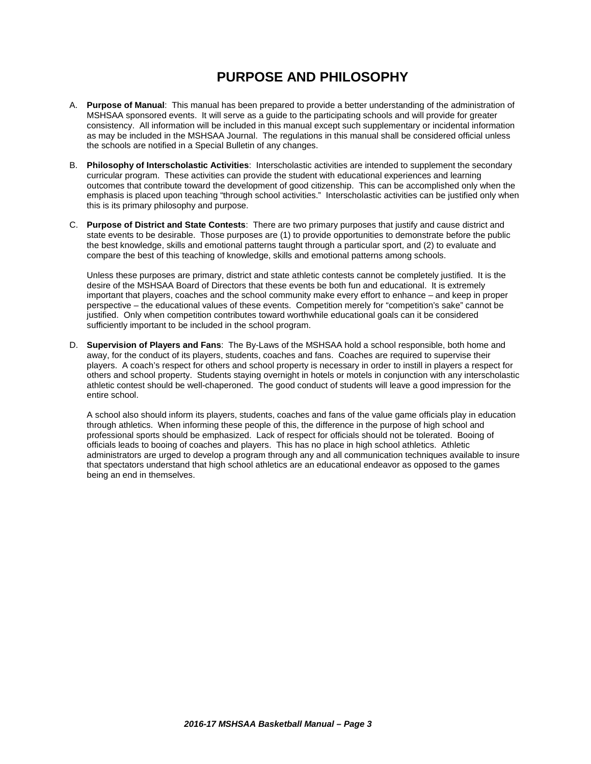# PURPOSE AND PHILOSOPHY

A. **Purpose of Manual**: This manual has been prepared to provide a better understanding of the administration of MSHSAA sponsored events. It will serve as a guide to the participating schools and will provide for greater consistency. All information will be included in this manual except such supplementary or incidental information as may be included in the MSHSAA Journal. The regulations in this manual shall be considered official unless the schools are notified in a Special Bulletin of any changes.

B. **Philosophy of Interscholastic Activities**: Interscholastic activities are intended to supplement the secondary curricular program. These activities can provide the student with educational experiences and learning outcomes that contribute toward the development of good citizenship. This can be accomplished only when the emphasis is placed upon teaching "through school activities." Interscholastic activities can be justified only when this is its primary philosophy and purpose.

C. **Purpose of District and State Contests**: There are two primary purposes that justify and cause district and state events to be desirable. Those purposes are (1) to provide opportunities to demonstrate before the public the best knowledge, skills and emotional patterns taught through a particular sport, and (2) to evaluate and compare the best of this teaching of knowledge, skills and emotional patterns among schools.

   Unless these purposes are primary, district and state athletic contests cannot be completely justified. It is the desire of the MSHSAA Board of Directors that these events be both fun and educational. It is extremely important that players, coaches and the school community make every effort to enhance – and keep in proper perspective – the educational values of these events. Competition merely for "competition's sake" cannot be justified. Only when competition contributes toward worthwhile educational goals can it be considered sufficiently important to be included in the school program.

D. **Supervision of Players and Fans**: The By-Laws of the MSHSAA hold a school responsible, both home and away, for the conduct of its players, students, coaches and fans. Coaches are required to supervise their players. A coach's respect for others and school property is necessary in order to instill in players a respect for others and school property. Students staying overnight in hotels or motels in conjunction with any interscholastic athletic contest should be well-chaperoned. The good conduct of students will leave a good impression for the entire school.

   A school also should inform its players, students, coaches and fans of the value game officials play in education through athletics. When informing these people of this, the difference in the purpose of high school and professional sports should be emphasized. Lack of respect for officials should not be tolerated. Booing of officials leads to booing of coaches and players. This has no place in high school athletics. Athletic administrators are urged to develop a program through any and all communication techniques available to insure that spectators understand that high school athletics are an educational endeavor as opposed to the games being an end in themselves.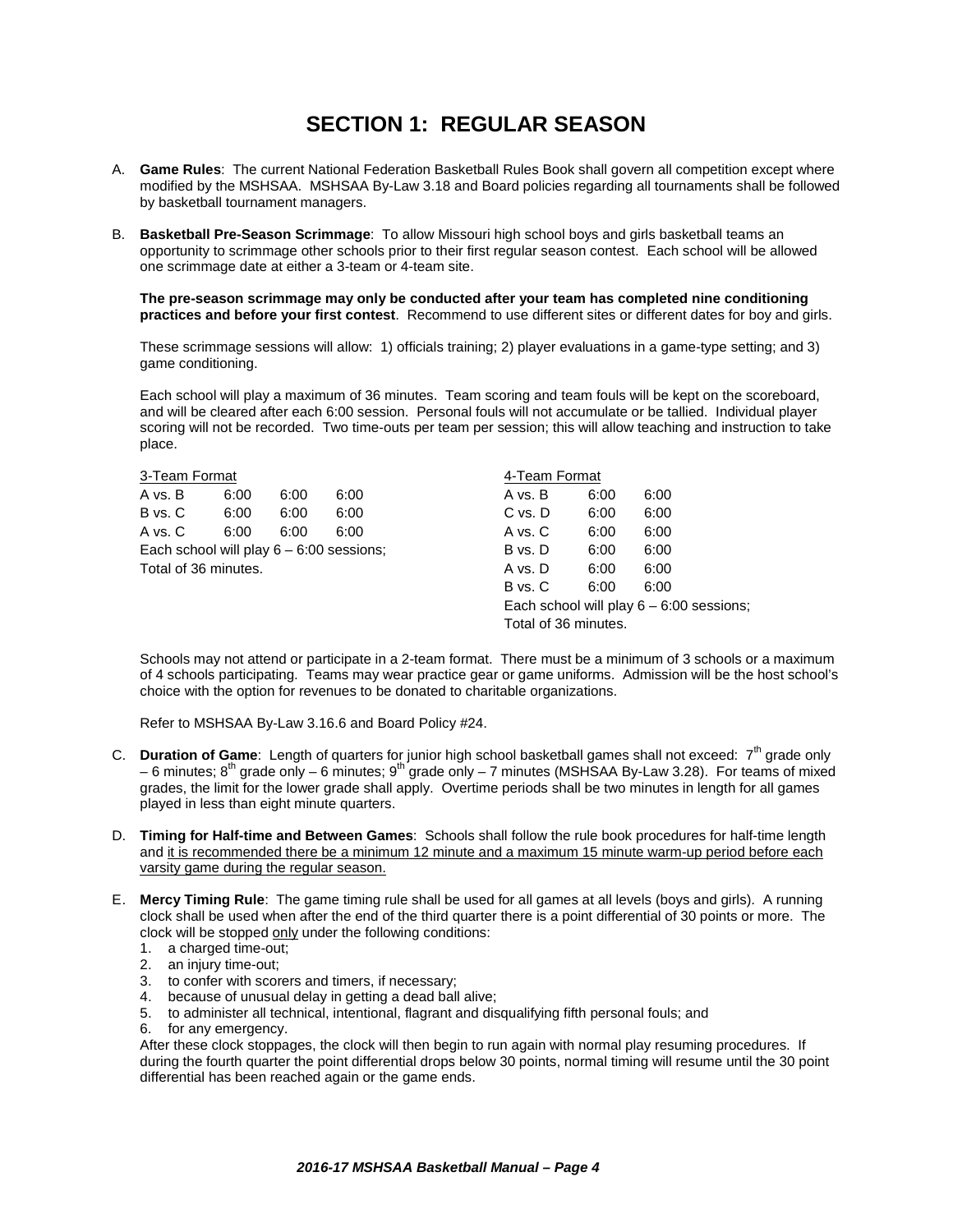# SECTION 1: REGULAR SEASON

A. **Game Rules**: The current National Federation Basketball Rules Book shall govern all competition except where modified by the MSHSAA. MSHSAA By-Law 3.18 and Board policies regarding all tournaments shall be followed by basketball tournament managers.

B. **Basketball Pre-Season Scrimmage**: To allow Missouri high school boys and girls basketball teams an opportunity to scrimmage other schools prior to their first regular season contest. Each school will be allowed one scrimmage date at either a 3-team or 4-team site.

**The pre-season scrimmage may only be conducted after your team has completed nine conditioning practices and before your first contest**. Recommend to use different sites or different dates for boy and girls.

These scrimmage sessions will allow: 1) officials training; 2) player evaluations in a game-type setting; and 3) game conditioning.

Each school will play a maximum of 36 minutes. Team scoring and team fouls will be kept on the scoreboard, and will be cleared after each 6:00 session. Personal fouls will not accumulate or be tallied. Individual player scoring will not be recorded. Two time-outs per team per session; this will allow teaching and instruction to take place.

<u>3-Team Format</u>

| | | | |
|---|---|---|---|
| A vs. B | 6:00 | 6:00 | 6:00 |
| B vs. C | 6:00 | 6:00 | 6:00 |
| A vs. C | 6:00 | 6:00 | 6:00 |

Each school will play 6 – 6:00 sessions;
Total of 36 minutes.

<u>4-Team Format</u>

| | | |
|---|---|---|
| A vs. B | 6:00 | 6:00 |
| C vs. D | 6:00 | 6:00 |
| A vs. C | 6:00 | 6:00 |
| B vs. D | 6:00 | 6:00 |
| A vs. D | 6:00 | 6:00 |
| B vs. C | 6:00 | 6:00 |

Each school will play 6 – 6:00 sessions;
Total of 36 minutes.

Schools may not attend or participate in a 2-team format. There must be a minimum of 3 schools or a maximum of 4 schools participating. Teams may wear practice gear or game uniforms. Admission will be the host school's choice with the option for revenues to be donated to charitable organizations.

Refer to MSHSAA By-Law 3.16.6 and Board Policy #24.

C. **Duration of Game**: Length of quarters for junior high school basketball games shall not exceed: 7th grade only – 6 minutes; 8th grade only – 6 minutes; 9th grade only – 7 minutes (MSHSAA By-Law 3.28). For teams of mixed grades, the limit for the lower grade shall apply. Overtime periods shall be two minutes in length for all games played in less than eight minute quarters.

D. **Timing for Half-time and Between Games**: Schools shall follow the rule book procedures for half-time length and <u>it is recommended there be a minimum 12 minute and a maximum 15 minute warm-up period before each varsity game during the regular season.</u>

E. **Mercy Timing Rule**: The game timing rule shall be used for all games at all levels (boys and girls). A running clock shall be used when after the end of the third quarter there is a point differential of 30 points or more. The clock will be stopped <u>only</u> under the following conditions:
   1. a charged time-out;
   2. an injury time-out;
   3. to confer with scorers and timers, if necessary;
   4. because of unusual delay in getting a dead ball alive;
   5. to administer all technical, intentional, flagrant and disqualifying fifth personal fouls; and
   6. for any emergency.

   After these clock stoppages, the clock will then begin to run again with normal play resuming procedures. If during the fourth quarter the point differential drops below 30 points, normal timing will resume until the 30 point differential has been reached again or the game ends.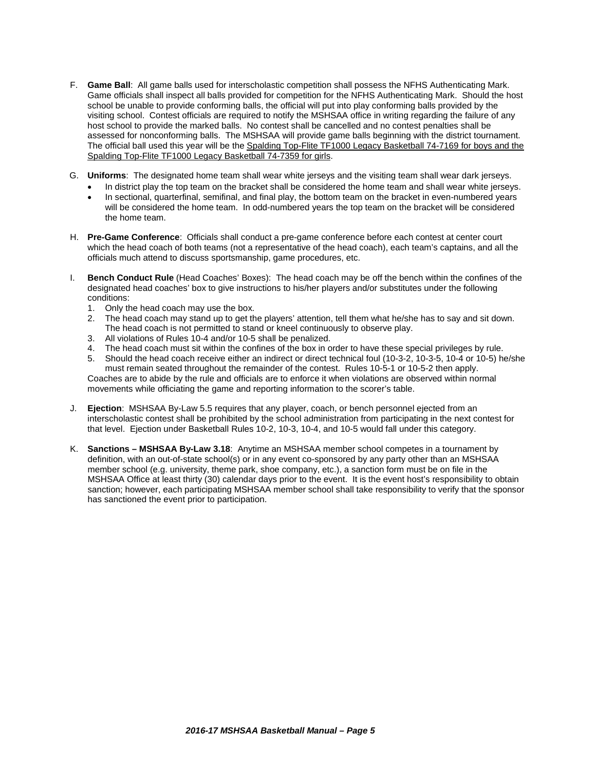F. **Game Ball**: All game balls used for interscholastic competition shall possess the NFHS Authenticating Mark. Game officials shall inspect all balls provided for competition for the NFHS Authenticating Mark. Should the host school be unable to provide conforming balls, the official will put into play conforming balls provided by the visiting school. Contest officials are required to notify the MSHSAA office in writing regarding the failure of any host school to provide the marked balls. No contest shall be cancelled and no contest penalties shall be assessed for nonconforming balls. The MSHSAA will provide game balls beginning with the district tournament. The official ball used this year will be the <u>Spalding Top-Flite TF1000 Legacy Basketball 74-7169 for boys and the Spalding Top-Flite TF1000 Legacy Basketball 74-7359 for girls</u>.

G. **Uniforms**: The designated home team shall wear white jerseys and the visiting team shall wear dark jerseys.
   - In district play the top team on the bracket shall be considered the home team and shall wear white jerseys.
   - In sectional, quarterfinal, semifinal, and final play, the bottom team on the bracket in even-numbered years will be considered the home team. In odd-numbered years the top team on the bracket will be considered the home team.

H. **Pre-Game Conference**: Officials shall conduct a pre-game conference before each contest at center court which the head coach of both teams (not a representative of the head coach), each team's captains, and all the officials much attend to discuss sportsmanship, game procedures, etc.

I. **Bench Conduct Rule** (Head Coaches' Boxes): The head coach may be off the bench within the confines of the designated head coaches' box to give instructions to his/her players and/or substitutes under the following conditions:
   1. Only the head coach may use the box.
   2. The head coach may stand up to get the players' attention, tell them what he/she has to say and sit down. The head coach is not permitted to stand or kneel continuously to observe play.
   3. All violations of Rules 10-4 and/or 10-5 shall be penalized.
   4. The head coach must sit within the confines of the box in order to have these special privileges by rule.
   5. Should the head coach receive either an indirect or direct technical foul (10-3-2, 10-3-5, 10-4 or 10-5) he/she must remain seated throughout the remainder of the contest. Rules 10-5-1 or 10-5-2 then apply.

   Coaches are to abide by the rule and officials are to enforce it when violations are observed within normal movements while officiating the game and reporting information to the scorer's table.

J. **Ejection**: MSHSAA By-Law 5.5 requires that any player, coach, or bench personnel ejected from an interscholastic contest shall be prohibited by the school administration from participating in the next contest for that level. Ejection under Basketball Rules 10-2, 10-3, 10-4, and 10-5 would fall under this category.

K. **Sanctions – MSHSAA By-Law 3.18**: Anytime an MSHSAA member school competes in a tournament by definition, with an out-of-state school(s) or in any event co-sponsored by any party other than an MSHSAA member school (e.g. university, theme park, shoe company, etc.), a sanction form must be on file in the MSHSAA Office at least thirty (30) calendar days prior to the event. It is the event host's responsibility to obtain sanction; however, each participating MSHSAA member school shall take responsibility to verify that the sponsor has sanctioned the event prior to participation.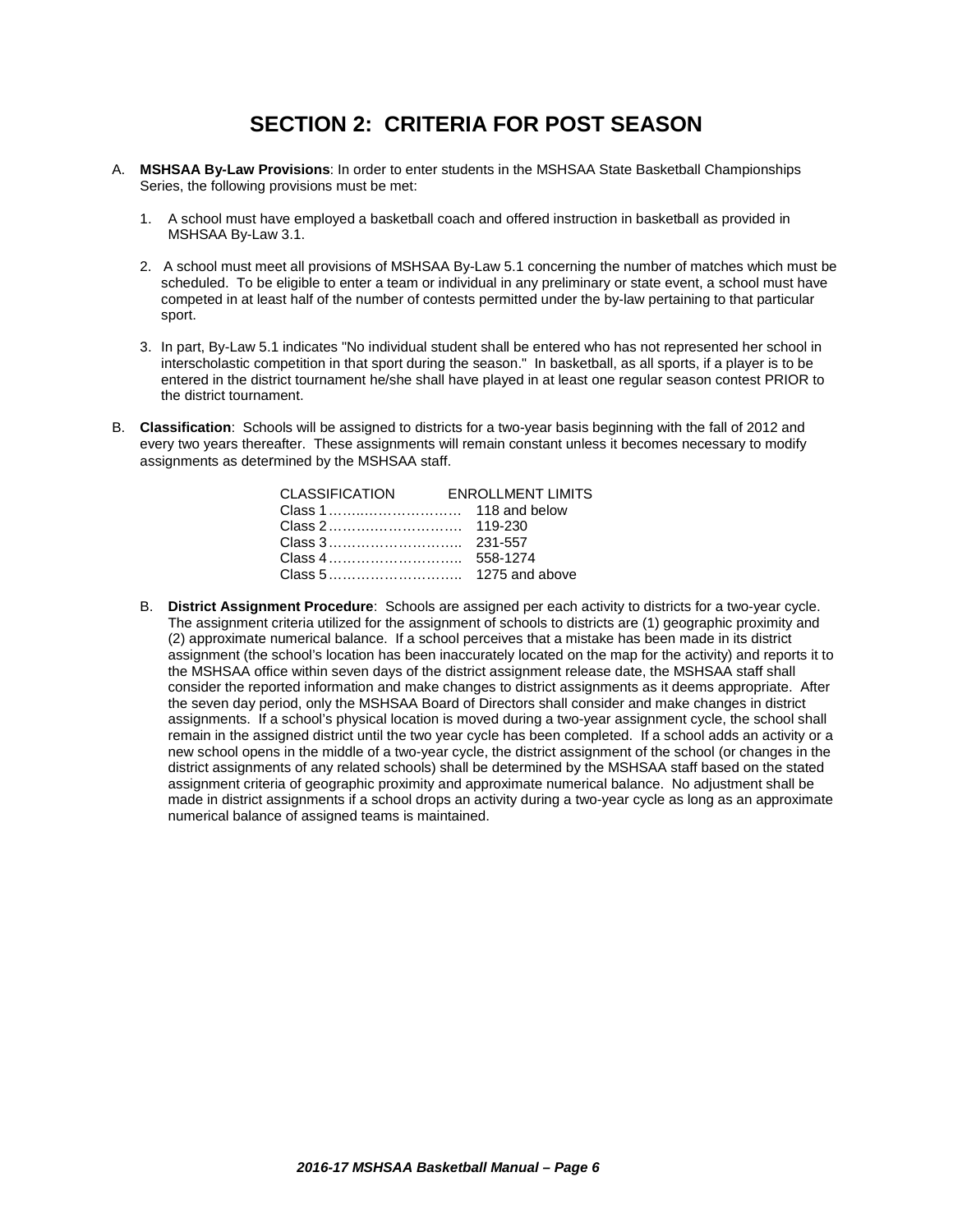# SECTION 2: CRITERIA FOR POST SEASON

A. **MSHSAA By-Law Provisions**: In order to enter students in the MSHSAA State Basketball Championships Series, the following provisions must be met:

   1. A school must have employed a basketball coach and offered instruction in basketball as provided in MSHSAA By-Law 3.1.

   2. A school must meet all provisions of MSHSAA By-Law 5.1 concerning the number of matches which must be scheduled. To be eligible to enter a team or individual in any preliminary or state event, a school must have competed in at least half of the number of contests permitted under the by-law pertaining to that particular sport.

   3. In part, By-Law 5.1 indicates "No individual student shall be entered who has not represented her school in interscholastic competition in that sport during the season." In basketball, as all sports, if a player is to be entered in the district tournament he/she shall have played in at least one regular season contest PRIOR to the district tournament.

B. **Classification**: Schools will be assigned to districts for a two-year basis beginning with the fall of 2012 and every two years thereafter. These assignments will remain constant unless it becomes necessary to modify assignments as determined by the MSHSAA staff.

| CLASSIFICATION | ENROLLMENT LIMITS |
|---|---|
| Class 1 | 118 and below |
| Class 2 | 119-230 |
| Class 3 | 231-557 |
| Class 4 | 558-1274 |
| Class 5 | 1275 and above |

   B. **District Assignment Procedure**: Schools are assigned per each activity to districts for a two-year cycle. The assignment criteria utilized for the assignment of schools to districts are (1) geographic proximity and (2) approximate numerical balance. If a school perceives that a mistake has been made in its district assignment (the school's location has been inaccurately located on the map for the activity) and reports it to the MSHSAA office within seven days of the district assignment release date, the MSHSAA staff shall consider the reported information and make changes to district assignments as it deems appropriate. After the seven day period, only the MSHSAA Board of Directors shall consider and make changes in district assignments. If a school's physical location is moved during a two-year assignment cycle, the school shall remain in the assigned district until the two year cycle has been completed. If a school adds an activity or a new school opens in the middle of a two-year cycle, the district assignment of the school (or changes in the district assignments of any related schools) shall be determined by the MSHSAA staff based on the stated assignment criteria of geographic proximity and approximate numerical balance. No adjustment shall be made in district assignments if a school drops an activity during a two-year cycle as long as an approximate numerical balance of assigned teams is maintained.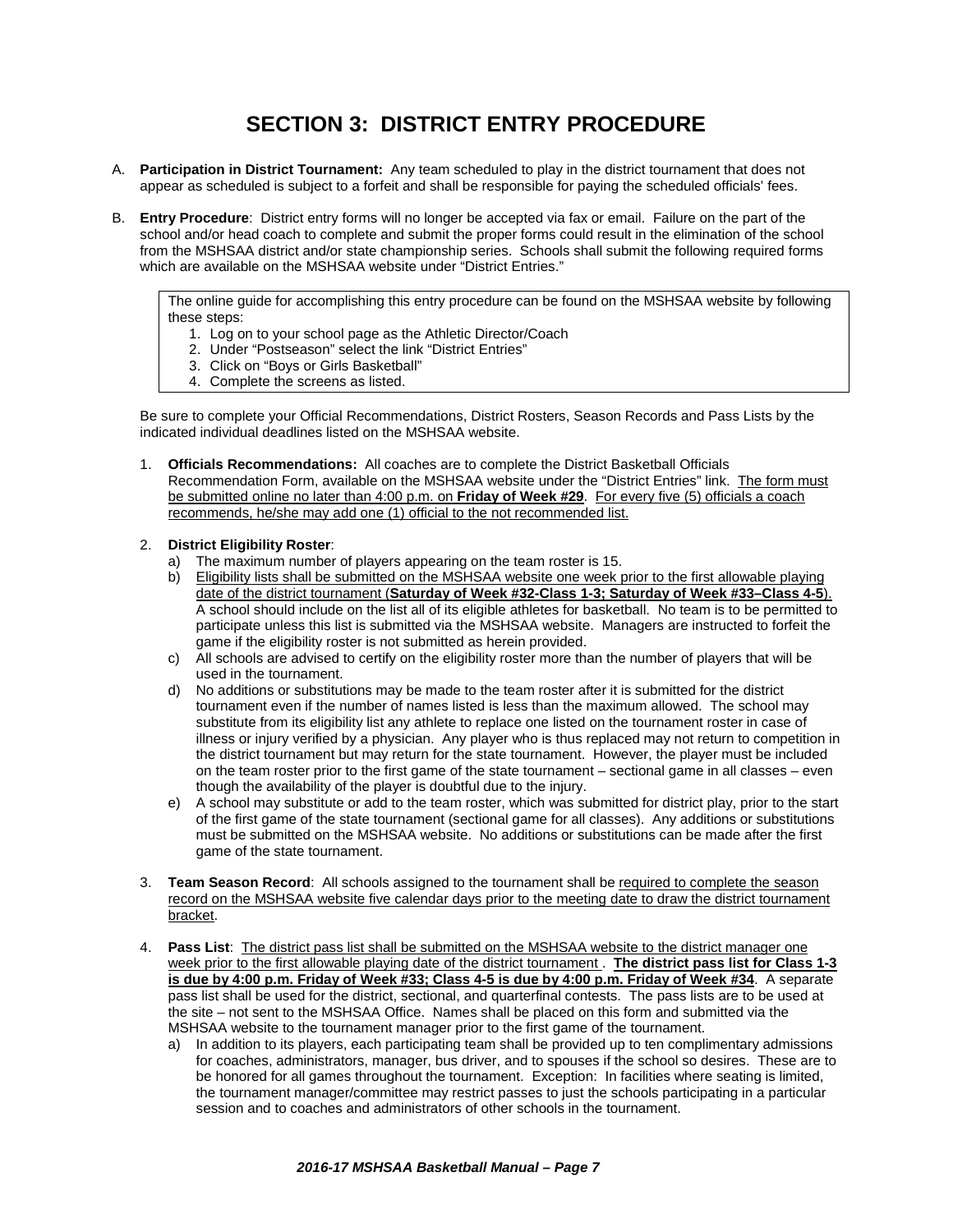# SECTION 3: DISTRICT ENTRY PROCEDURE

A. **Participation in District Tournament:** Any team scheduled to play in the district tournament that does not appear as scheduled is subject to a forfeit and shall be responsible for paying the scheduled officials' fees.

B. **Entry Procedure**: District entry forms will no longer be accepted via fax or email. Failure on the part of the school and/or head coach to complete and submit the proper forms could result in the elimination of the school from the MSHSAA district and/or state championship series. Schools shall submit the following required forms which are available on the MSHSAA website under "District Entries."

> The online guide for accomplishing this entry procedure can be found on the MSHSAA website by following these steps:
> 1. Log on to your school page as the Athletic Director/Coach
> 2. Under "Postseason" select the link "District Entries"
> 3. Click on "Boys or Girls Basketball"
> 4. Complete the screens as listed.

Be sure to complete your Official Recommendations, District Rosters, Season Records and Pass Lists by the indicated individual deadlines listed on the MSHSAA website.

1. **Officials Recommendations:** All coaches are to complete the District Basketball Officials Recommendation Form, available on the MSHSAA website under the "District Entries" link. The form must be submitted online no later than 4:00 p.m. on **Friday of Week #29**. For every five (5) officials a coach recommends, he/she may add one (1) official to the not recommended list.

2. **District Eligibility Roster**:
   a) The maximum number of players appearing on the team roster is 15.
   b) Eligibility lists shall be submitted on the MSHSAA website one week prior to the first allowable playing date of the district tournament (**Saturday of Week #32-Class 1-3; Saturday of Week #33–Class 4-5**). A school should include on the list all of its eligible athletes for basketball. No team is to be permitted to participate unless this list is submitted via the MSHSAA website. Managers are instructed to forfeit the game if the eligibility roster is not submitted as herein provided.
   c) All schools are advised to certify on the eligibility roster more than the number of players that will be used in the tournament.
   d) No additions or substitutions may be made to the team roster after it is submitted for the district tournament even if the number of names listed is less than the maximum allowed. The school may substitute from its eligibility list any athlete to replace one listed on the tournament roster in case of illness or injury verified by a physician. Any player who is thus replaced may not return to competition in the district tournament but may return for the state tournament. However, the player must be included on the team roster prior to the first game of the state tournament – sectional game in all classes – even though the availability of the player is doubtful due to the injury.
   e) A school may substitute or add to the team roster, which was submitted for district play, prior to the start of the first game of the state tournament (sectional game for all classes). Any additions or substitutions must be submitted on the MSHSAA website. No additions or substitutions can be made after the first game of the state tournament.

3. **Team Season Record**: All schools assigned to the tournament shall be required to complete the season record on the MSHSAA website five calendar days prior to the meeting date to draw the district tournament bracket.

4. **Pass List**: The district pass list shall be submitted on the MSHSAA website to the district manager one week prior to the first allowable playing date of the district tournament . **The district pass list for Class 1-3 is due by 4:00 p.m. Friday of Week #33; Class 4-5 is due by 4:00 p.m. Friday of Week #34**. A separate pass list shall be used for the district, sectional, and quarterfinal contests. The pass lists are to be used at the site – not sent to the MSHSAA Office. Names shall be placed on this form and submitted via the MSHSAA website to the tournament manager prior to the first game of the tournament.
   a) In addition to its players, each participating team shall be provided up to ten complimentary admissions for coaches, administrators, manager, bus driver, and to spouses if the school so desires. These are to be honored for all games throughout the tournament. Exception: In facilities where seating is limited, the tournament manager/committee may restrict passes to just the schools participating in a particular session and to coaches and administrators of other schools in the tournament.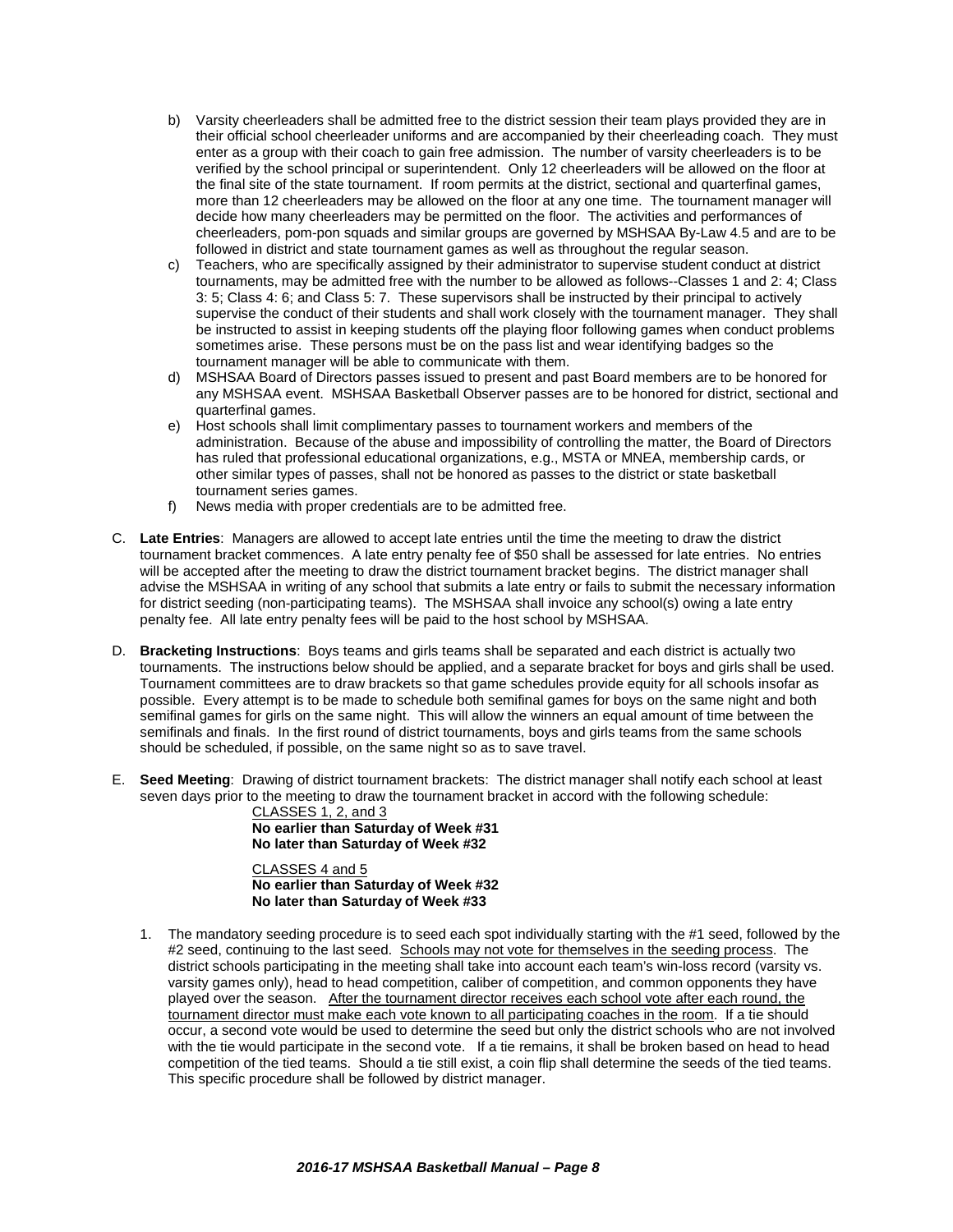b) Varsity cheerleaders shall be admitted free to the district session their team plays provided they are in their official school cheerleader uniforms and are accompanied by their cheerleading coach. They must enter as a group with their coach to gain free admission. The number of varsity cheerleaders is to be verified by the school principal or superintendent. Only 12 cheerleaders will be allowed on the floor at the final site of the state tournament. If room permits at the district, sectional and quarterfinal games, more than 12 cheerleaders may be allowed on the floor at any one time. The tournament manager will decide how many cheerleaders may be permitted on the floor. The activities and performances of cheerleaders, pom-pon squads and similar groups are governed by MSHSAA By-Law 4.5 and are to be followed in district and state tournament games as well as throughout the regular season.

c) Teachers, who are specifically assigned by their administrator to supervise student conduct at district tournaments, may be admitted free with the number to be allowed as follows--Classes 1 and 2: 4; Class 3: 5; Class 4: 6; and Class 5: 7. These supervisors shall be instructed by their principal to actively supervise the conduct of their students and shall work closely with the tournament manager. They shall be instructed to assist in keeping students off the playing floor following games when conduct problems sometimes arise. These persons must be on the pass list and wear identifying badges so the tournament manager will be able to communicate with them.

d) MSHSAA Board of Directors passes issued to present and past Board members are to be honored for any MSHSAA event. MSHSAA Basketball Observer passes are to be honored for district, sectional and quarterfinal games.

e) Host schools shall limit complimentary passes to tournament workers and members of the administration. Because of the abuse and impossibility of controlling the matter, the Board of Directors has ruled that professional educational organizations, e.g., MSTA or MNEA, membership cards, or other similar types of passes, shall not be honored as passes to the district or state basketball tournament series games.

f) News media with proper credentials are to be admitted free.

C. **Late Entries**: Managers are allowed to accept late entries until the time the meeting to draw the district tournament bracket commences. A late entry penalty fee of $50 shall be assessed for late entries. No entries will be accepted after the meeting to draw the district tournament bracket begins. The district manager shall advise the MSHSAA in writing of any school that submits a late entry or fails to submit the necessary information for district seeding (non-participating teams). The MSHSAA shall invoice any school(s) owing a late entry penalty fee. All late entry penalty fees will be paid to the host school by MSHSAA.

D. **Bracketing Instructions**: Boys teams and girls teams shall be separated and each district is actually two tournaments. The instructions below should be applied, and a separate bracket for boys and girls shall be used. Tournament committees are to draw brackets so that game schedules provide equity for all schools insofar as possible. Every attempt is to be made to schedule both semifinal games for boys on the same night and both semifinal games for girls on the same night. This will allow the winners an equal amount of time between the semifinals and finals. In the first round of district tournaments, boys and girls teams from the same schools should be scheduled, if possible, on the same night so as to save travel.

E. **Seed Meeting**: Drawing of district tournament brackets: The district manager shall notify each school at least seven days prior to the meeting to draw the tournament bracket in accord with the following schedule:

<u>CLASSES 1, 2, and 3</u>
**No earlier than Saturday of Week #31**
**No later than Saturday of Week #32**

<u>CLASSES 4 and 5</u>
**No earlier than Saturday of Week #32**
**No later than Saturday of Week #33**

1. The mandatory seeding procedure is to seed each spot individually starting with the #1 seed, followed by the #2 seed, continuing to the last seed. <u>Schools may not vote for themselves in the seeding process</u>. The district schools participating in the meeting shall take into account each team's win-loss record (varsity vs. varsity games only), head to head competition, caliber of competition, and common opponents they have played over the season. <u>After the tournament director receives each school vote after each round, the tournament director must make each vote known to all participating coaches in the room</u>. If a tie should occur, a second vote would be used to determine the seed but only the district schools who are not involved with the tie would participate in the second vote. If a tie remains, it shall be broken based on head to head competition of the tied teams. Should a tie still exist, a coin flip shall determine the seeds of the tied teams. This specific procedure shall be followed by district manager.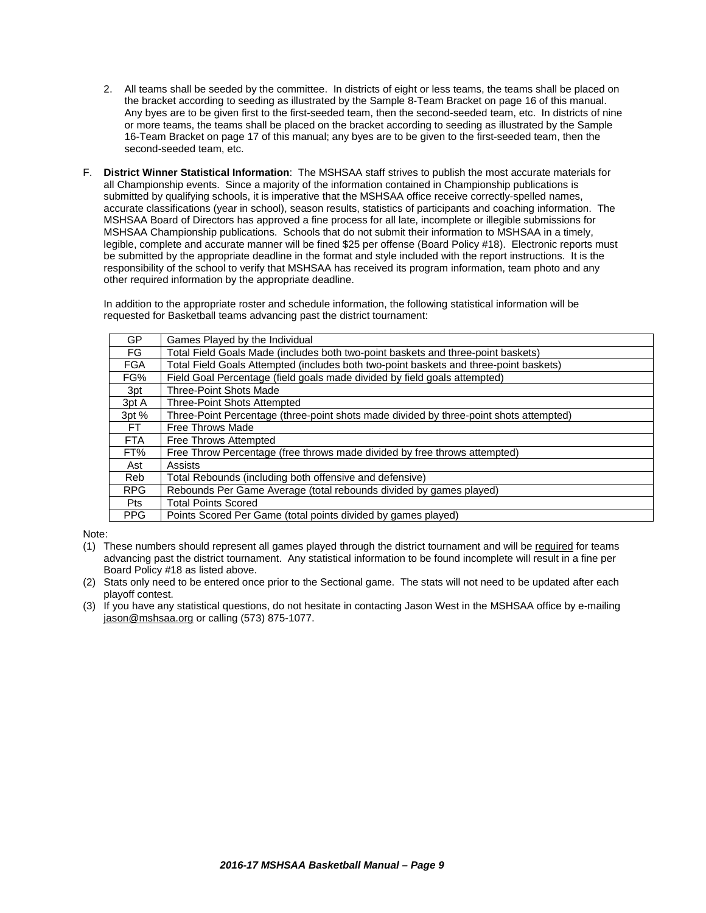2. All teams shall be seeded by the committee. In districts of eight or less teams, the teams shall be placed on the bracket according to seeding as illustrated by the Sample 8-Team Bracket on page 16 of this manual. Any byes are to be given first to the first-seeded team, then the second-seeded team, etc. In districts of nine or more teams, the teams shall be placed on the bracket according to seeding as illustrated by the Sample 16-Team Bracket on page 17 of this manual; any byes are to be given to the first-seeded team, then the second-seeded team, etc.

F. **District Winner Statistical Information**: The MSHSAA staff strives to publish the most accurate materials for all Championship events. Since a majority of the information contained in Championship publications is submitted by qualifying schools, it is imperative that the MSHSAA office receive correctly-spelled names, accurate classifications (year in school), season results, statistics of participants and coaching information. The MSHSAA Board of Directors has approved a fine process for all late, incomplete or illegible submissions for MSHSAA Championship publications. Schools that do not submit their information to MSHSAA in a timely, legible, complete and accurate manner will be fined $25 per offense (Board Policy #18). Electronic reports must be submitted by the appropriate deadline in the format and style included with the report instructions. It is the responsibility of the school to verify that MSHSAA has received its program information, team photo and any other required information by the appropriate deadline.

In addition to the appropriate roster and schedule information, the following statistical information will be requested for Basketball teams advancing past the district tournament:

| | |
|---|---|
| GP | Games Played by the Individual |
| FG | Total Field Goals Made (includes both two-point baskets and three-point baskets) |
| FGA | Total Field Goals Attempted (includes both two-point baskets and three-point baskets) |
| FG% | Field Goal Percentage (field goals made divided by field goals attempted) |
| 3pt | Three-Point Shots Made |
| 3pt A | Three-Point Shots Attempted |
| 3pt % | Three-Point Percentage (three-point shots made divided by three-point shots attempted) |
| FT | Free Throws Made |
| FTA | Free Throws Attempted |
| FT% | Free Throw Percentage (free throws made divided by free throws attempted) |
| Ast | Assists |
| Reb | Total Rebounds (including both offensive and defensive) |
| RPG | Rebounds Per Game Average (total rebounds divided by games played) |
| Pts | Total Points Scored |
| PPG | Points Scored Per Game (total points divided by games played) |

Note:

(1) These numbers should represent all games played through the district tournament and will be required for teams advancing past the district tournament. Any statistical information to be found incomplete will result in a fine per Board Policy #18 as listed above.

(2) Stats only need to be entered once prior to the Sectional game. The stats will not need to be updated after each playoff contest.

(3) If you have any statistical questions, do not hesitate in contacting Jason West in the MSHSAA office by e-mailing jason@mshsaa.org or calling (573) 875-1077.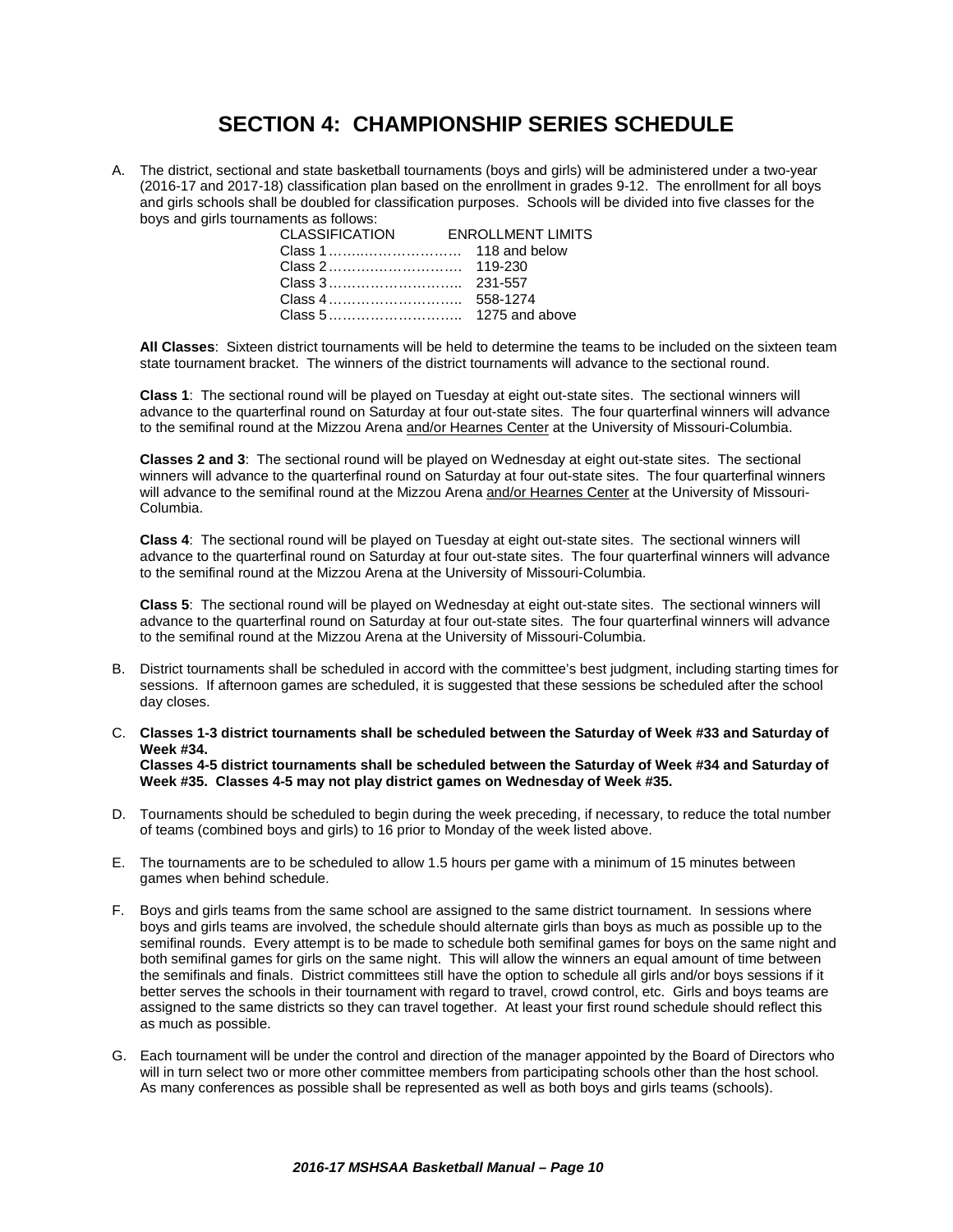# SECTION 4: CHAMPIONSHIP SERIES SCHEDULE

A. The district, sectional and state basketball tournaments (boys and girls) will be administered under a two-year (2016-17 and 2017-18) classification plan based on the enrollment in grades 9-12. The enrollment for all boys and girls schools shall be doubled for classification purposes. Schools will be divided into five classes for the boys and girls tournaments as follows:

| CLASSIFICATION | ENROLLMENT LIMITS |
|---|---|
| Class 1 | 118 and below |
| Class 2 | 119-230 |
| Class 3 | 231-557 |
| Class 4 | 558-1274 |
| Class 5 | 1275 and above |

**All Classes**: Sixteen district tournaments will be held to determine the teams to be included on the sixteen team state tournament bracket. The winners of the district tournaments will advance to the sectional round.

**Class 1**: The sectional round will be played on Tuesday at eight out-state sites. The sectional winners will advance to the quarterfinal round on Saturday at four out-state sites. The four quarterfinal winners will advance to the semifinal round at the Mizzou Arena <u>and/or Hearnes Center</u> at the University of Missouri-Columbia.

**Classes 2 and 3**: The sectional round will be played on Wednesday at eight out-state sites. The sectional winners will advance to the quarterfinal round on Saturday at four out-state sites. The four quarterfinal winners will advance to the semifinal round at the Mizzou Arena <u>and/or Hearnes Center</u> at the University of Missouri-Columbia.

**Class 4**: The sectional round will be played on Tuesday at eight out-state sites. The sectional winners will advance to the quarterfinal round on Saturday at four out-state sites. The four quarterfinal winners will advance to the semifinal round at the Mizzou Arena at the University of Missouri-Columbia.

**Class 5**: The sectional round will be played on Wednesday at eight out-state sites. The sectional winners will advance to the quarterfinal round on Saturday at four out-state sites. The four quarterfinal winners will advance to the semifinal round at the Mizzou Arena at the University of Missouri-Columbia.

B. District tournaments shall be scheduled in accord with the committee's best judgment, including starting times for sessions. If afternoon games are scheduled, it is suggested that these sessions be scheduled after the school day closes.

C. **Classes 1-3 district tournaments shall be scheduled between the Saturday of Week #33 and Saturday of Week #34.**
**Classes 4-5 district tournaments shall be scheduled between the Saturday of Week #34 and Saturday of Week #35. Classes 4-5 may not play district games on Wednesday of Week #35.**

D. Tournaments should be scheduled to begin during the week preceding, if necessary, to reduce the total number of teams (combined boys and girls) to 16 prior to Monday of the week listed above.

E. The tournaments are to be scheduled to allow 1.5 hours per game with a minimum of 15 minutes between games when behind schedule.

F. Boys and girls teams from the same school are assigned to the same district tournament. In sessions where boys and girls teams are involved, the schedule should alternate girls than boys as much as possible up to the semifinal rounds. Every attempt is to be made to schedule both semifinal games for boys on the same night and both semifinal games for girls on the same night. This will allow the winners an equal amount of time between the semifinals and finals. District committees still have the option to schedule all girls and/or boys sessions if it better serves the schools in their tournament with regard to travel, crowd control, etc. Girls and boys teams are assigned to the same districts so they can travel together. At least your first round schedule should reflect this as much as possible.

G. Each tournament will be under the control and direction of the manager appointed by the Board of Directors who will in turn select two or more other committee members from participating schools other than the host school. As many conferences as possible shall be represented as well as both boys and girls teams (schools).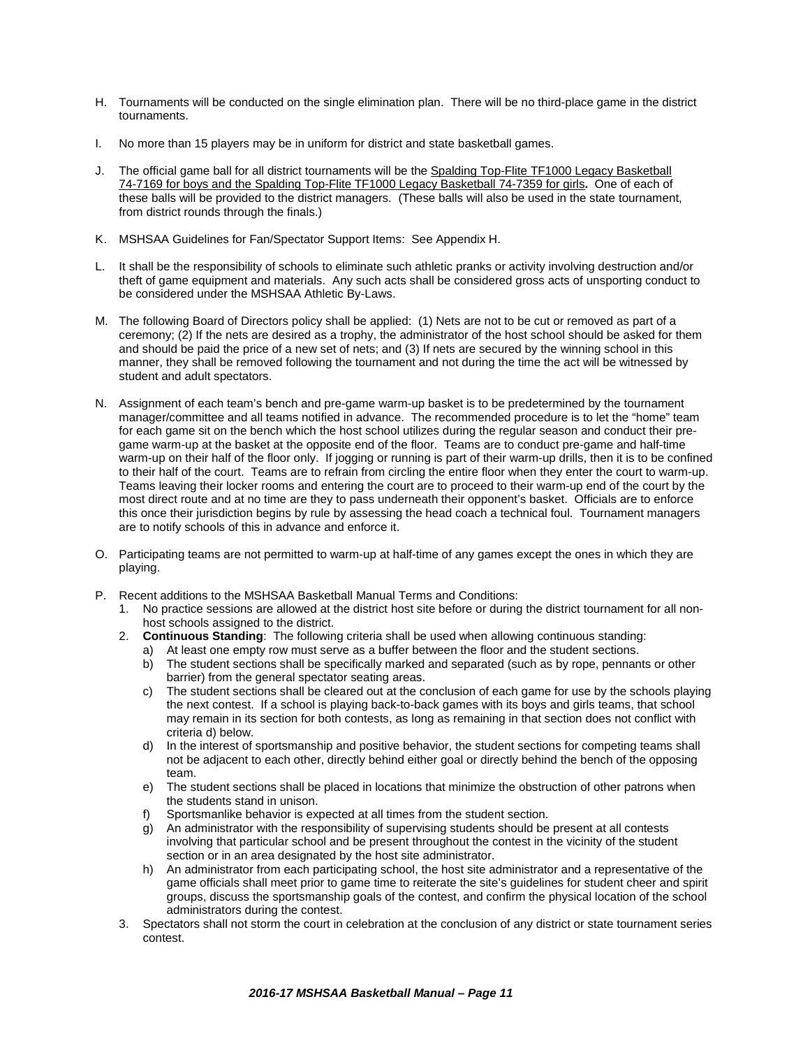H. Tournaments will be conducted on the single elimination plan. There will be no third-place game in the district tournaments.

I. No more than 15 players may be in uniform for district and state basketball games.

J. The official game ball for all district tournaments will be the Spalding Top-Flite TF1000 Legacy Basketball 74-7169 for boys and the Spalding Top-Flite TF1000 Legacy Basketball 74-7359 for girls**.** One of each of these balls will be provided to the district managers. (These balls will also be used in the state tournament, from district rounds through the finals.)

K. MSHSAA Guidelines for Fan/Spectator Support Items: See Appendix H.

L. It shall be the responsibility of schools to eliminate such athletic pranks or activity involving destruction and/or theft of game equipment and materials. Any such acts shall be considered gross acts of unsporting conduct to be considered under the MSHSAA Athletic By-Laws.

M. The following Board of Directors policy shall be applied: (1) Nets are not to be cut or removed as part of a ceremony; (2) If the nets are desired as a trophy, the administrator of the host school should be asked for them and should be paid the price of a new set of nets; and (3) If nets are secured by the winning school in this manner, they shall be removed following the tournament and not during the time the act will be witnessed by student and adult spectators.

N. Assignment of each team's bench and pre-game warm-up basket is to be predetermined by the tournament manager/committee and all teams notified in advance. The recommended procedure is to let the "home" team for each game sit on the bench which the host school utilizes during the regular season and conduct their pre-game warm-up at the basket at the opposite end of the floor. Teams are to conduct pre-game and half-time warm-up on their half of the floor only. If jogging or running is part of their warm-up drills, then it is to be confined to their half of the court. Teams are to refrain from circling the entire floor when they enter the court to warm-up. Teams leaving their locker rooms and entering the court are to proceed to their warm-up end of the court by the most direct route and at no time are they to pass underneath their opponent's basket. Officials are to enforce this once their jurisdiction begins by rule by assessing the head coach a technical foul. Tournament managers are to notify schools of this in advance and enforce it.

O. Participating teams are not permitted to warm-up at half-time of any games except the ones in which they are playing.

P. Recent additions to the MSHSAA Basketball Manual Terms and Conditions:
   1. No practice sessions are allowed at the district host site before or during the district tournament for all non-host schools assigned to the district.
   2. **Continuous Standing**: The following criteria shall be used when allowing continuous standing:
      a) At least one empty row must serve as a buffer between the floor and the student sections.
      b) The student sections shall be specifically marked and separated (such as by rope, pennants or other barrier) from the general spectator seating areas.
      c) The student sections shall be cleared out at the conclusion of each game for use by the schools playing the next contest. If a school is playing back-to-back games with its boys and girls teams, that school may remain in its section for both contests, as long as remaining in that section does not conflict with criteria d) below.
      d) In the interest of sportsmanship and positive behavior, the student sections for competing teams shall not be adjacent to each other, directly behind either goal or directly behind the bench of the opposing team.
      e) The student sections shall be placed in locations that minimize the obstruction of other patrons when the students stand in unison.
      f) Sportsmanlike behavior is expected at all times from the student section.
      g) An administrator with the responsibility of supervising students should be present at all contests involving that particular school and be present throughout the contest in the vicinity of the student section or in an area designated by the host site administrator.
      h) An administrator from each participating school, the host site administrator and a representative of the game officials shall meet prior to game time to reiterate the site's guidelines for student cheer and spirit groups, discuss the sportsmanship goals of the contest, and confirm the physical location of the school administrators during the contest.
   3. Spectators shall not storm the court in celebration at the conclusion of any district or state tournament series contest.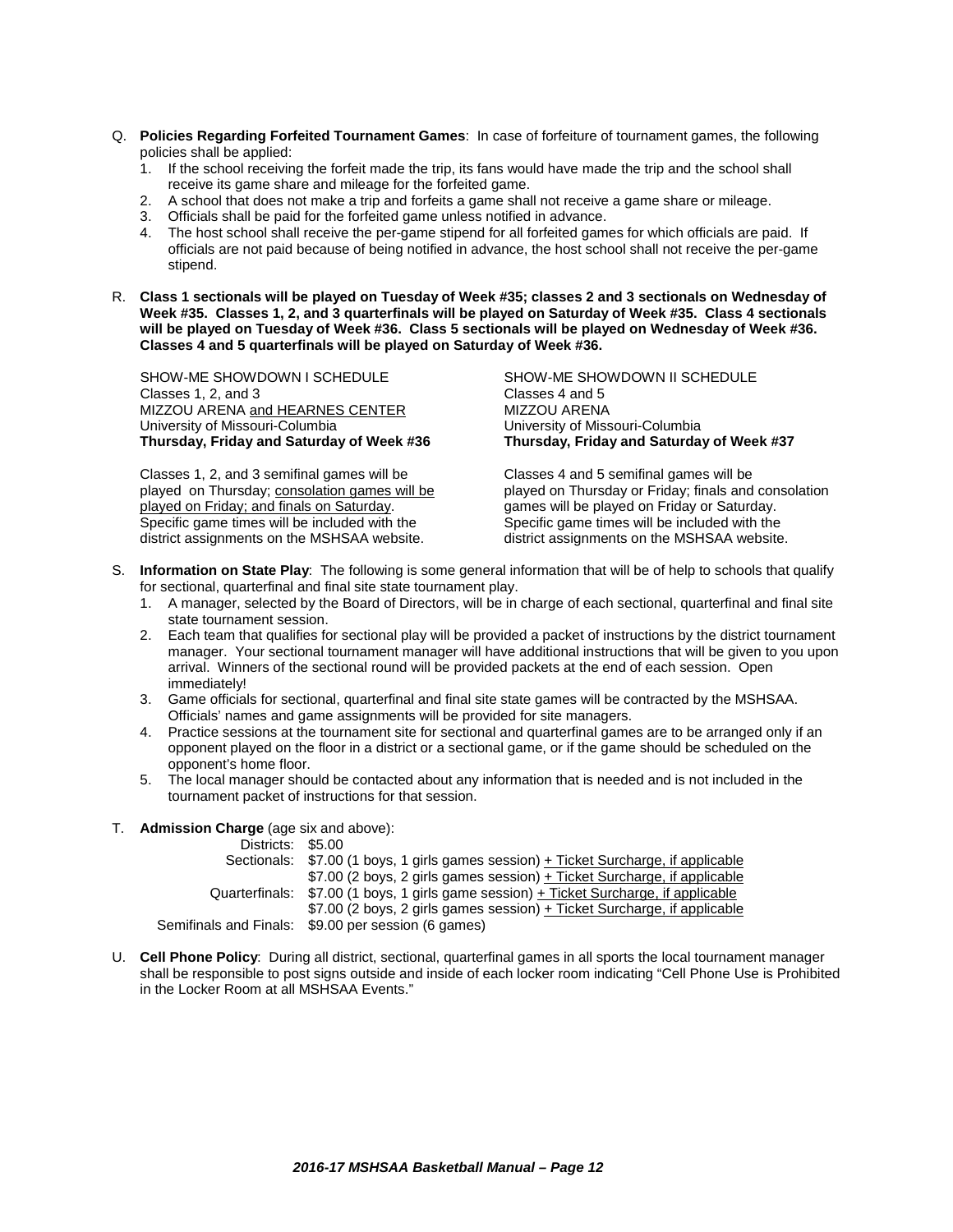Q. **Policies Regarding Forfeited Tournament Games**: In case of forfeiture of tournament games, the following policies shall be applied:

1. If the school receiving the forfeit made the trip, its fans would have made the trip and the school shall receive its game share and mileage for the forfeited game.
2. A school that does not make a trip and forfeits a game shall not receive a game share or mileage.
3. Officials shall be paid for the forfeited game unless notified in advance.
4. The host school shall receive the per-game stipend for all forfeited games for which officials are paid. If officials are not paid because of being notified in advance, the host school shall not receive the per-game stipend.

R. **Class 1 sectionals will be played on Tuesday of Week #35; classes 2 and 3 sectionals on Wednesday of Week #35. Classes 1, 2, and 3 quarterfinals will be played on Saturday of Week #35. Class 4 sectionals will be played on Tuesday of Week #36. Class 5 sectionals will be played on Wednesday of Week #36. Classes 4 and 5 quarterfinals will be played on Saturday of Week #36.**

SHOW-ME SHOWDOWN I SCHEDULE
Classes 1, 2, and 3
MIZZOU ARENA and HEARNES CENTER
University of Missouri-Columbia
**Thursday, Friday and Saturday of Week #36**

Classes 1, 2, and 3 semifinal games will be played on Thursday; consolation games will be played on Friday; and finals on Saturday. Specific game times will be included with the district assignments on the MSHSAA website.

SHOW-ME SHOWDOWN II SCHEDULE
Classes 4 and 5
MIZZOU ARENA
University of Missouri-Columbia
**Thursday, Friday and Saturday of Week #37**

Classes 4 and 5 semifinal games will be played on Thursday or Friday; finals and consolation games will be played on Friday or Saturday. Specific game times will be included with the district assignments on the MSHSAA website.

S. **Information on State Play**: The following is some general information that will be of help to schools that qualify for sectional, quarterfinal and final site state tournament play.

1. A manager, selected by the Board of Directors, will be in charge of each sectional, quarterfinal and final site state tournament session.
2. Each team that qualifies for sectional play will be provided a packet of instructions by the district tournament manager. Your sectional tournament manager will have additional instructions that will be given to you upon arrival. Winners of the sectional round will be provided packets at the end of each session. Open immediately!
3. Game officials for sectional, quarterfinal and final site state games will be contracted by the MSHSAA. Officials' names and game assignments will be provided for site managers.
4. Practice sessions at the tournament site for sectional and quarterfinal games are to be arranged only if an opponent played on the floor in a district or a sectional game, or if the game should be scheduled on the opponent's home floor.
5. The local manager should be contacted about any information that is needed and is not included in the tournament packet of instructions for that session.

T. **Admission Charge** (age six and above):

| | |
|---|---|
| Districts: | \$5.00 |
| Sectionals: | \$7.00 (1 boys, 1 girls games session) + Ticket Surcharge, if applicable |
| | \$7.00 (2 boys, 2 girls games session) + Ticket Surcharge, if applicable |
| Quarterfinals: | \$7.00 (1 boys, 1 girls game session) + Ticket Surcharge, if applicable |
| | \$7.00 (2 boys, 2 girls games session) + Ticket Surcharge, if applicable |
| Semifinals and Finals: | \$9.00 per session (6 games) |

U. **Cell Phone Policy**: During all district, sectional, quarterfinal games in all sports the local tournament manager shall be responsible to post signs outside and inside of each locker room indicating "Cell Phone Use is Prohibited in the Locker Room at all MSHSAA Events."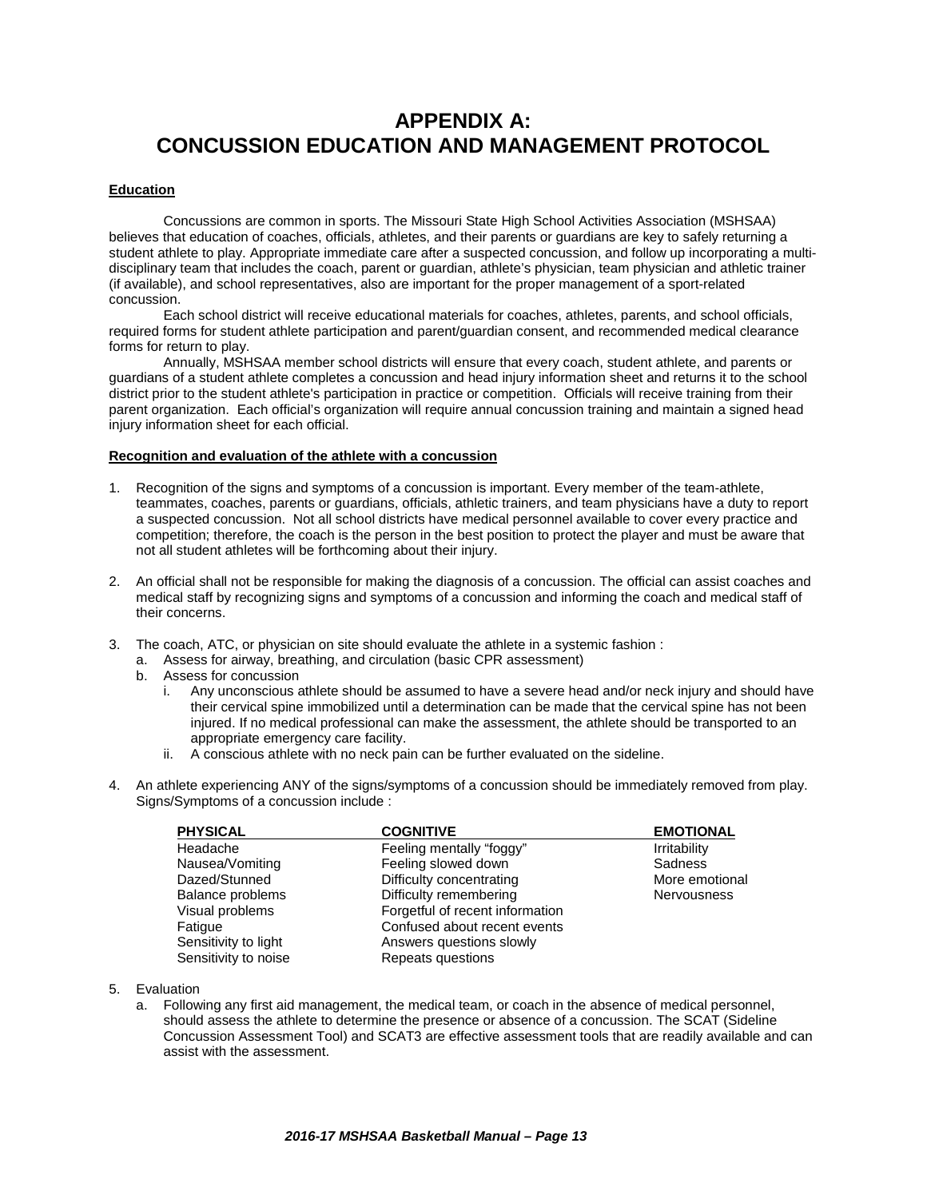# APPENDIX A: CONCUSSION EDUCATION AND MANAGEMENT PROTOCOL

**Education**

Concussions are common in sports. The Missouri State High School Activities Association (MSHSAA) believes that education of coaches, officials, athletes, and their parents or guardians are key to safely returning a student athlete to play. Appropriate immediate care after a suspected concussion, and follow up incorporating a multi-disciplinary team that includes the coach, parent or guardian, athlete's physician, team physician and athletic trainer (if available), and school representatives, also are important for the proper management of a sport-related concussion.

Each school district will receive educational materials for coaches, athletes, parents, and school officials, required forms for student athlete participation and parent/guardian consent, and recommended medical clearance forms for return to play.

Annually, MSHSAA member school districts will ensure that every coach, student athlete, and parents or guardians of a student athlete completes a concussion and head injury information sheet and returns it to the school district prior to the student athlete's participation in practice or competition. Officials will receive training from their parent organization. Each official's organization will require annual concussion training and maintain a signed head injury information sheet for each official.

**Recognition and evaluation of the athlete with a concussion**

1. Recognition of the signs and symptoms of a concussion is important. Every member of the team-athlete, teammates, coaches, parents or guardians, officials, athletic trainers, and team physicians have a duty to report a suspected concussion. Not all school districts have medical personnel available to cover every practice and competition; therefore, the coach is the person in the best position to protect the player and must be aware that not all student athletes will be forthcoming about their injury.

2. An official shall not be responsible for making the diagnosis of a concussion. The official can assist coaches and medical staff by recognizing signs and symptoms of a concussion and informing the coach and medical staff of their concerns.

3. The coach, ATC, or physician on site should evaluate the athlete in a systemic fashion :
   a. Assess for airway, breathing, and circulation (basic CPR assessment)
   b. Assess for concussion
      i. Any unconscious athlete should be assumed to have a severe head and/or neck injury and should have their cervical spine immobilized until a determination can be made that the cervical spine has not been injured. If no medical professional can make the assessment, the athlete should be transported to an appropriate emergency care facility.
      ii. A conscious athlete with no neck pain can be further evaluated on the sideline.

4. An athlete experiencing ANY of the signs/symptoms of a concussion should be immediately removed from play. Signs/Symptoms of a concussion include :

| PHYSICAL | COGNITIVE | EMOTIONAL |
|---|---|---|
| Headache | Feeling mentally "foggy" | Irritability |
| Nausea/Vomiting | Feeling slowed down | Sadness |
| Dazed/Stunned | Difficulty concentrating | More emotional |
| Balance problems | Difficulty remembering | Nervousness |
| Visual problems | Forgetful of recent information | |
| Fatigue | Confused about recent events | |
| Sensitivity to light | Answers questions slowly | |
| Sensitivity to noise | Repeats questions | |

5. Evaluation
   a. Following any first aid management, the medical team, or coach in the absence of medical personnel, should assess the athlete to determine the presence or absence of a concussion. The SCAT (Sideline Concussion Assessment Tool) and SCAT3 are effective assessment tools that are readily available and can assist with the assessment.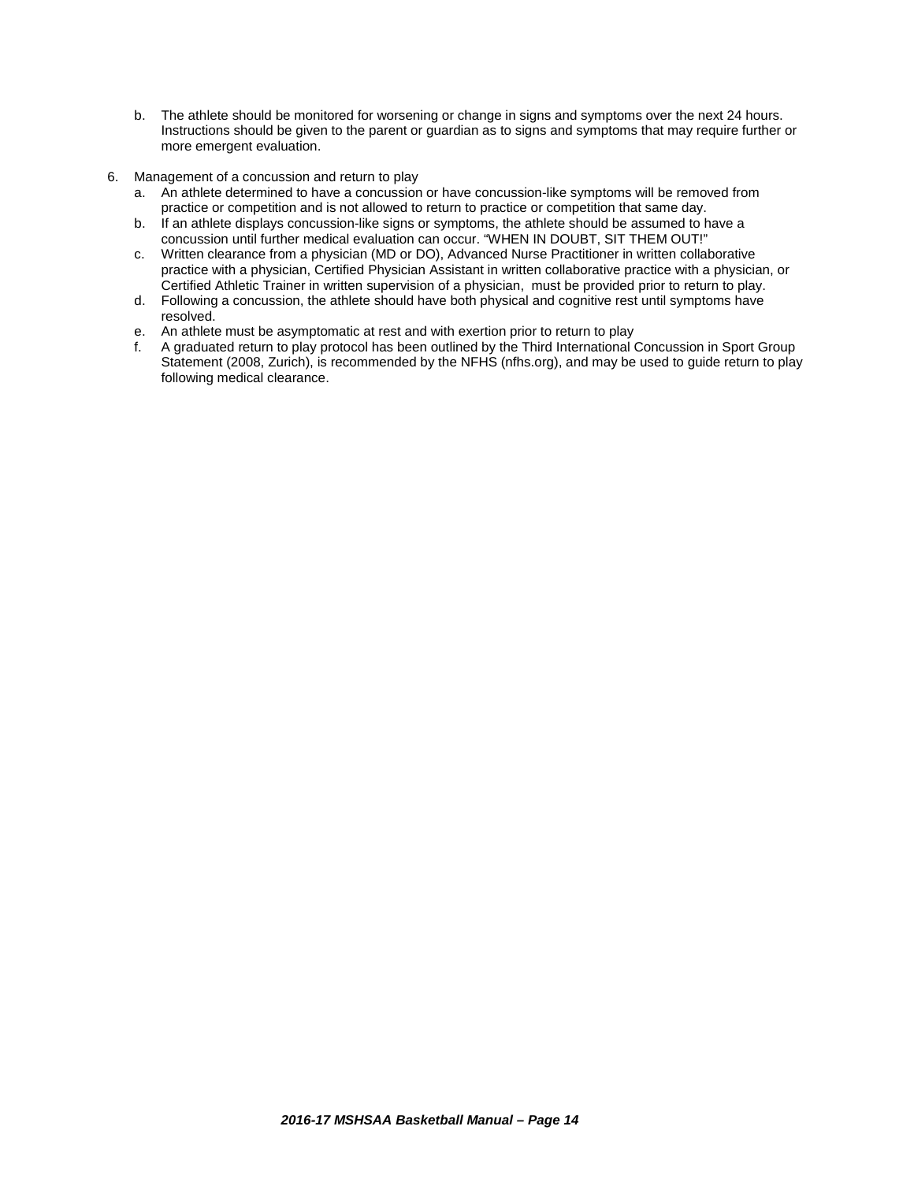b. The athlete should be monitored for worsening or change in signs and symptoms over the next 24 hours. Instructions should be given to the parent or guardian as to signs and symptoms that may require further or more emergent evaluation.

6. Management of a concussion and return to play
   a. An athlete determined to have a concussion or have concussion-like symptoms will be removed from practice or competition and is not allowed to return to practice or competition that same day.
   b. If an athlete displays concussion-like signs or symptoms, the athlete should be assumed to have a concussion until further medical evaluation can occur. "WHEN IN DOUBT, SIT THEM OUT!"
   c. Written clearance from a physician (MD or DO), Advanced Nurse Practitioner in written collaborative practice with a physician, Certified Physician Assistant in written collaborative practice with a physician, or Certified Athletic Trainer in written supervision of a physician, must be provided prior to return to play.
   d. Following a concussion, the athlete should have both physical and cognitive rest until symptoms have resolved.
   e. An athlete must be asymptomatic at rest and with exertion prior to return to play
   f. A graduated return to play protocol has been outlined by the Third International Concussion in Sport Group Statement (2008, Zurich), is recommended by the NFHS (nfhs.org), and may be used to guide return to play following medical clearance.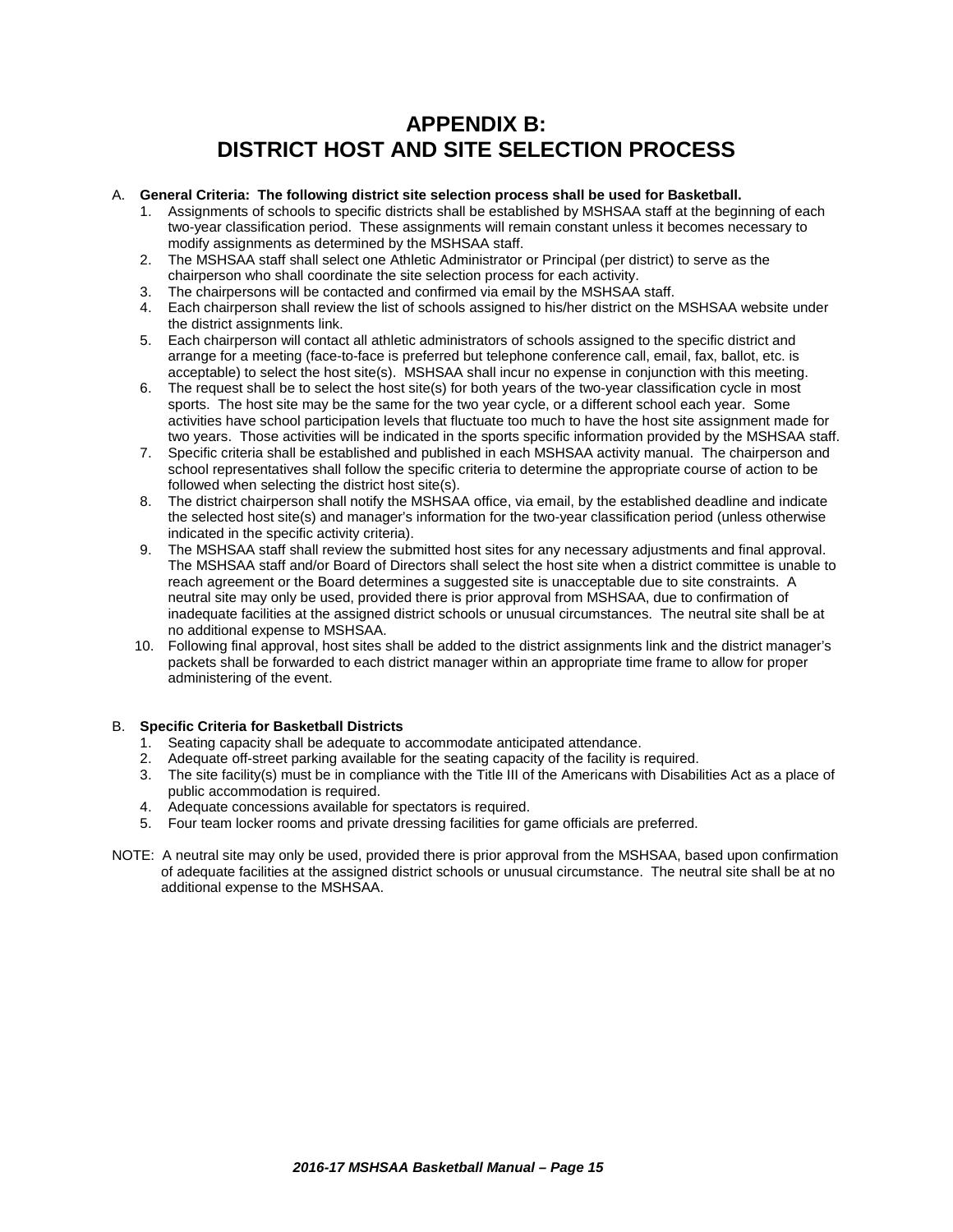# APPENDIX B:
# DISTRICT HOST AND SITE SELECTION PROCESS

A. **General Criteria: The following district site selection process shall be used for Basketball.**

1. Assignments of schools to specific districts shall be established by MSHSAA staff at the beginning of each two-year classification period. These assignments will remain constant unless it becomes necessary to modify assignments as determined by the MSHSAA staff.
2. The MSHSAA staff shall select one Athletic Administrator or Principal (per district) to serve as the chairperson who shall coordinate the site selection process for each activity.
3. The chairpersons will be contacted and confirmed via email by the MSHSAA staff.
4. Each chairperson shall review the list of schools assigned to his/her district on the MSHSAA website under the district assignments link.
5. Each chairperson will contact all athletic administrators of schools assigned to the specific district and arrange for a meeting (face-to-face is preferred but telephone conference call, email, fax, ballot, etc. is acceptable) to select the host site(s). MSHSAA shall incur no expense in conjunction with this meeting.
6. The request shall be to select the host site(s) for both years of the two-year classification cycle in most sports. The host site may be the same for the two year cycle, or a different school each year. Some activities have school participation levels that fluctuate too much to have the host site assignment made for two years. Those activities will be indicated in the sports specific information provided by the MSHSAA staff.
7. Specific criteria shall be established and published in each MSHSAA activity manual. The chairperson and school representatives shall follow the specific criteria to determine the appropriate course of action to be followed when selecting the district host site(s).
8. The district chairperson shall notify the MSHSAA office, via email, by the established deadline and indicate the selected host site(s) and manager's information for the two-year classification period (unless otherwise indicated in the specific activity criteria).
9. The MSHSAA staff shall review the submitted host sites for any necessary adjustments and final approval. The MSHSAA staff and/or Board of Directors shall select the host site when a district committee is unable to reach agreement or the Board determines a suggested site is unacceptable due to site constraints. A neutral site may only be used, provided there is prior approval from MSHSAA, due to confirmation of inadequate facilities at the assigned district schools or unusual circumstances. The neutral site shall be at no additional expense to MSHSAA.
10. Following final approval, host sites shall be added to the district assignments link and the district manager's packets shall be forwarded to each district manager within an appropriate time frame to allow for proper administering of the event.

B. **Specific Criteria for Basketball Districts**

1. Seating capacity shall be adequate to accommodate anticipated attendance.
2. Adequate off-street parking available for the seating capacity of the facility is required.
3. The site facility(s) must be in compliance with the Title III of the Americans with Disabilities Act as a place of public accommodation is required.
4. Adequate concessions available for spectators is required.
5. Four team locker rooms and private dressing facilities for game officials are preferred.

NOTE: A neutral site may only be used, provided there is prior approval from the MSHSAA, based upon confirmation of adequate facilities at the assigned district schools or unusual circumstance. The neutral site shall be at no additional expense to the MSHSAA.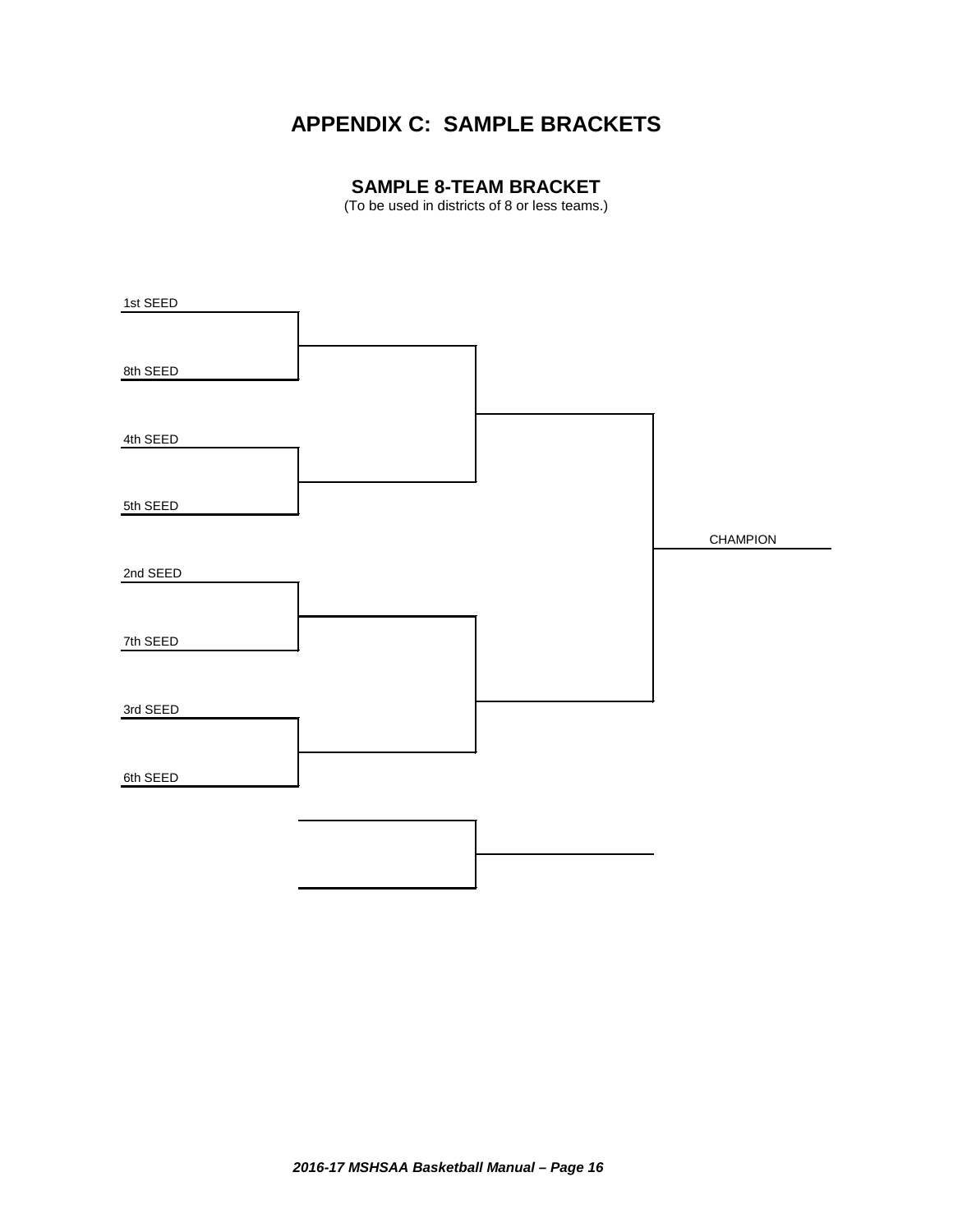# APPENDIX C: SAMPLE BRACKETS

## SAMPLE 8-TEAM BRACKET

(To be used in districts of 8 or less teams.)

1st SEED

8th SEED

4th SEED

5th SEED

CHAMPION

2nd SEED

7th SEED

3rd SEED

6th SEED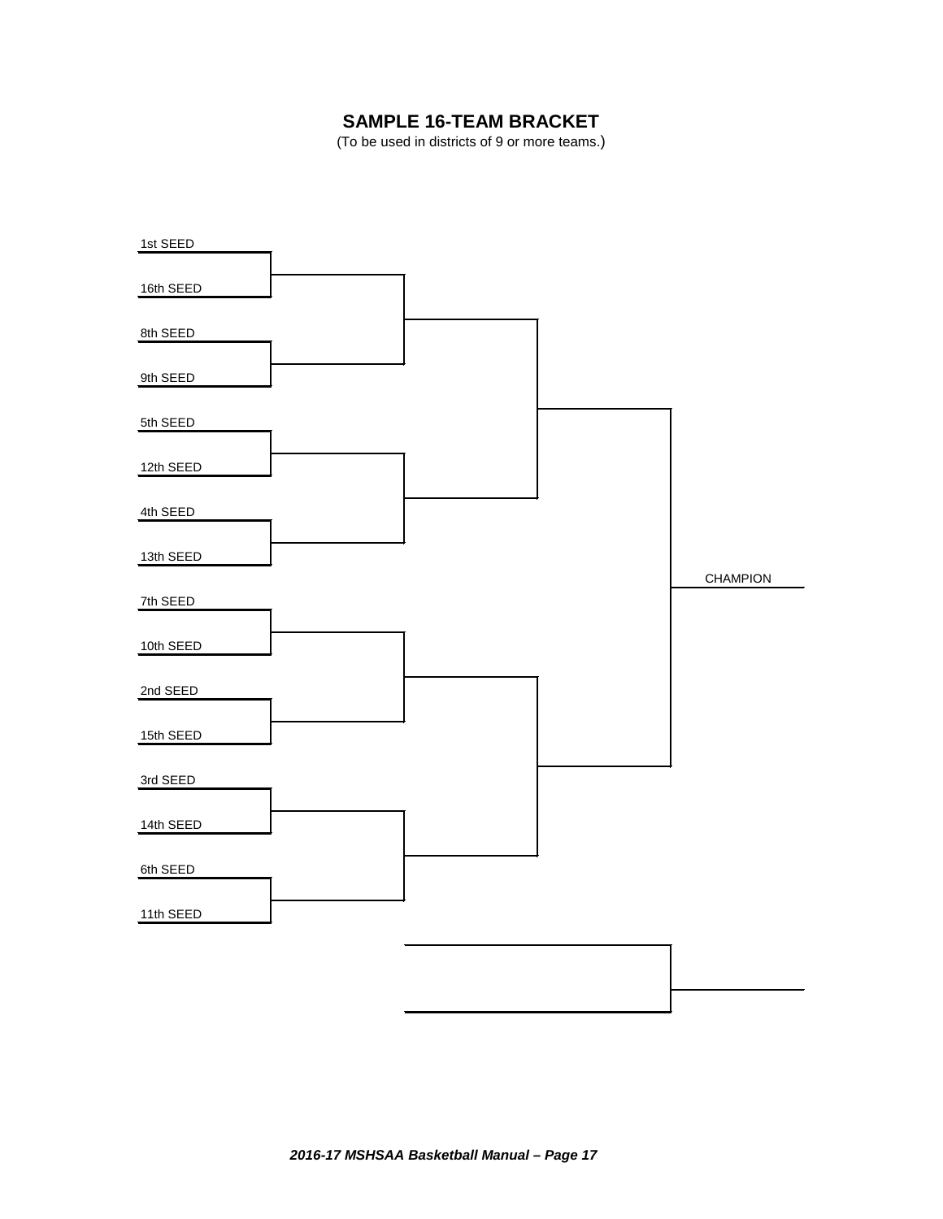# SAMPLE 16-TEAM BRACKET

(To be used in districts of 9 or more teams.)

1st SEED

16th SEED

8th SEED

9th SEED

5th SEED

12th SEED

4th SEED

13th SEED

7th SEED

10th SEED

2nd SEED

15th SEED

3rd SEED

14th SEED

6th SEED

11th SEED

CHAMPION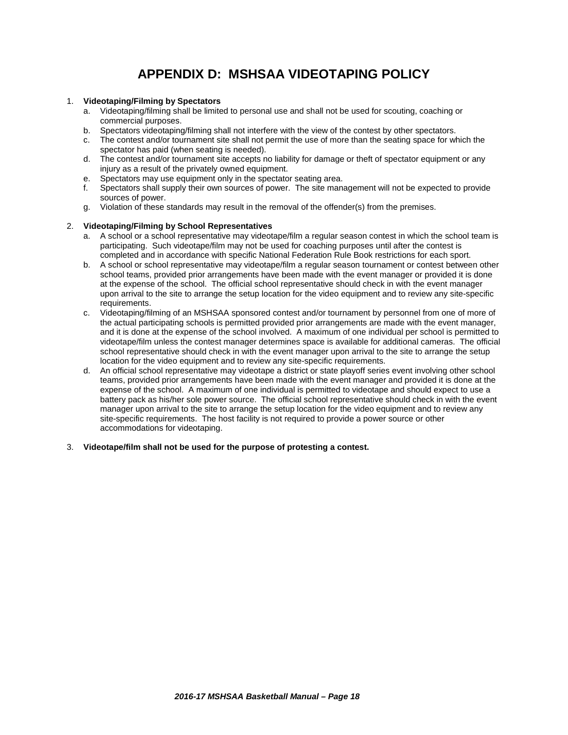# APPENDIX D: MSHSAA VIDEOTAPING POLICY

1. **Videotaping/Filming by Spectators**
   a. Videotaping/filming shall be limited to personal use and shall not be used for scouting, coaching or commercial purposes.
   b. Spectators videotaping/filming shall not interfere with the view of the contest by other spectators.
   c. The contest and/or tournament site shall not permit the use of more than the seating space for which the spectator has paid (when seating is needed).
   d. The contest and/or tournament site accepts no liability for damage or theft of spectator equipment or any injury as a result of the privately owned equipment.
   e. Spectators may use equipment only in the spectator seating area.
   f. Spectators shall supply their own sources of power. The site management will not be expected to provide sources of power.
   g. Violation of these standards may result in the removal of the offender(s) from the premises.

2. **Videotaping/Filming by School Representatives**
   a. A school or a school representative may videotape/film a regular season contest in which the school team is participating. Such videotape/film may not be used for coaching purposes until after the contest is completed and in accordance with specific National Federation Rule Book restrictions for each sport.
   b. A school or school representative may videotape/film a regular season tournament or contest between other school teams, provided prior arrangements have been made with the event manager or provided it is done at the expense of the school. The official school representative should check in with the event manager upon arrival to the site to arrange the setup location for the video equipment and to review any site-specific requirements.
   c. Videotaping/filming of an MSHSAA sponsored contest and/or tournament by personnel from one of more of the actual participating schools is permitted provided prior arrangements are made with the event manager, and it is done at the expense of the school involved. A maximum of one individual per school is permitted to videotape/film unless the contest manager determines space is available for additional cameras. The official school representative should check in with the event manager upon arrival to the site to arrange the setup location for the video equipment and to review any site-specific requirements.
   d. An official school representative may videotape a district or state playoff series event involving other school teams, provided prior arrangements have been made with the event manager and provided it is done at the expense of the school. A maximum of one individual is permitted to videotape and should expect to use a battery pack as his/her sole power source. The official school representative should check in with the event manager upon arrival to the site to arrange the setup location for the video equipment and to review any site-specific requirements. The host facility is not required to provide a power source or other accommodations for videotaping.

3. **Videotape/film shall not be used for the purpose of protesting a contest.**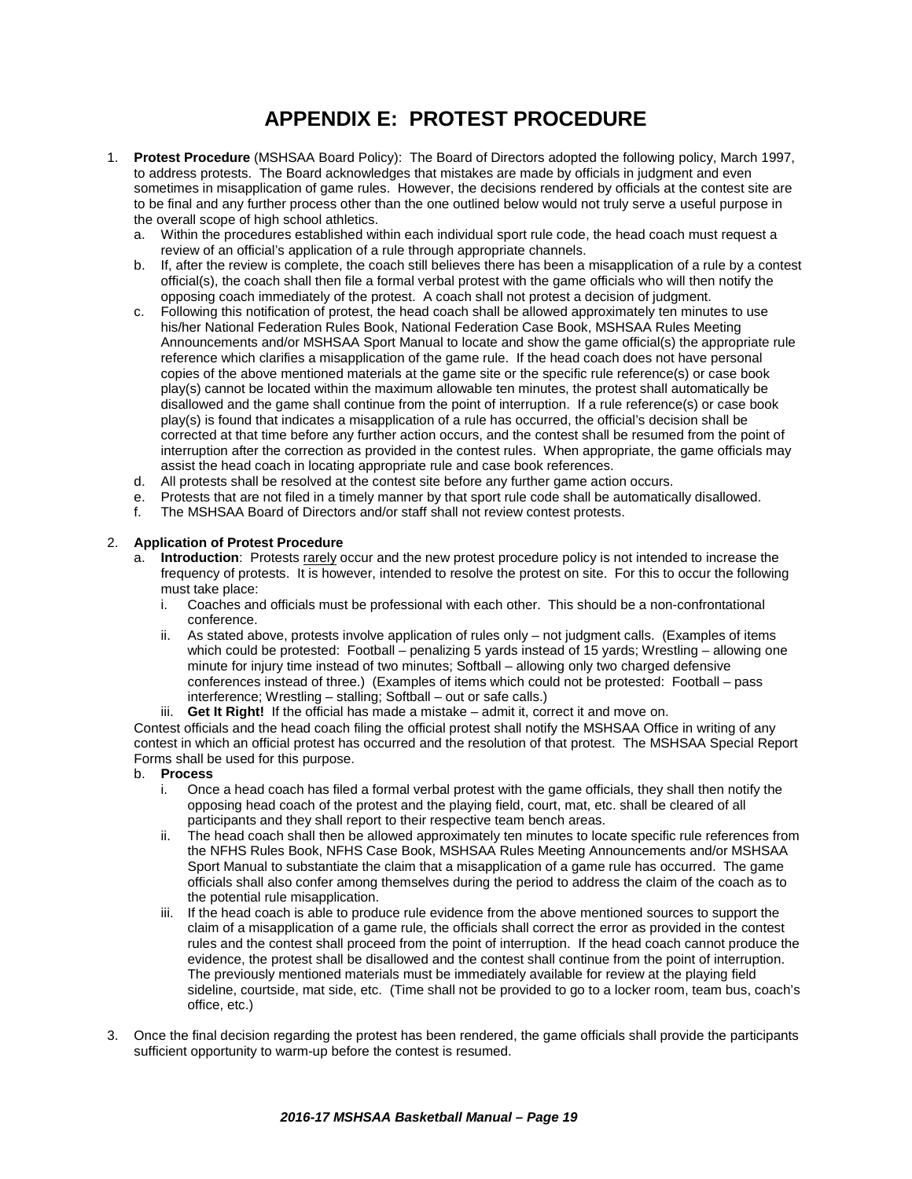# APPENDIX E: PROTEST PROCEDURE

1. **Protest Procedure** (MSHSAA Board Policy): The Board of Directors adopted the following policy, March 1997, to address protests. The Board acknowledges that mistakes are made by officials in judgment and even sometimes in misapplication of game rules. However, the decisions rendered by officials at the contest site are to be final and any further process other than the one outlined below would not truly serve a useful purpose in the overall scope of high school athletics.
   a. Within the procedures established within each individual sport rule code, the head coach must request a review of an official's application of a rule through appropriate channels.
   b. If, after the review is complete, the coach still believes there has been a misapplication of a rule by a contest official(s), the coach shall then file a formal verbal protest with the game officials who will then notify the opposing coach immediately of the protest. A coach shall not protest a decision of judgment.
   c. Following this notification of protest, the head coach shall be allowed approximately ten minutes to use his/her National Federation Rules Book, National Federation Case Book, MSHSAA Rules Meeting Announcements and/or MSHSAA Sport Manual to locate and show the game official(s) the appropriate rule reference which clarifies a misapplication of the game rule. If the head coach does not have personal copies of the above mentioned materials at the game site or the specific rule reference(s) or case book play(s) cannot be located within the maximum allowable ten minutes, the protest shall automatically be disallowed and the game shall continue from the point of interruption. If a rule reference(s) or case book play(s) is found that indicates a misapplication of a rule has occurred, the official's decision shall be corrected at that time before any further action occurs, and the contest shall be resumed from the point of interruption after the correction as provided in the contest rules. When appropriate, the game officials may assist the head coach in locating appropriate rule and case book references.
   d. All protests shall be resolved at the contest site before any further game action occurs.
   e. Protests that are not filed in a timely manner by that sport rule code shall be automatically disallowed.
   f. The MSHSAA Board of Directors and/or staff shall not review contest protests.

2. **Application of Protest Procedure**
   a. **Introduction**: Protests rarely occur and the new protest procedure policy is not intended to increase the frequency of protests. It is however, intended to resolve the protest on site. For this to occur the following must take place:
      i. Coaches and officials must be professional with each other. This should be a non-confrontational conference.
      ii. As stated above, protests involve application of rules only – not judgment calls. (Examples of items which could be protested: Football – penalizing 5 yards instead of 15 yards; Wrestling – allowing one minute for injury time instead of two minutes; Softball – allowing only two charged defensive conferences instead of three.) (Examples of items which could not be protested: Football – pass interference; Wrestling – stalling; Softball – out or safe calls.)
      iii. **Get It Right!** If the official has made a mistake – admit it, correct it and move on.

   Contest officials and the head coach filing the official protest shall notify the MSHSAA Office in writing of any contest in which an official protest has occurred and the resolution of that protest. The MSHSAA Special Report Forms shall be used for this purpose.

   b. **Process**
      i. Once a head coach has filed a formal verbal protest with the game officials, they shall then notify the opposing head coach of the protest and the playing field, court, mat, etc. shall be cleared of all participants and they shall report to their respective team bench areas.
      ii. The head coach shall then be allowed approximately ten minutes to locate specific rule references from the NFHS Rules Book, NFHS Case Book, MSHSAA Rules Meeting Announcements and/or MSHSAA Sport Manual to substantiate the claim that a misapplication of a game rule has occurred. The game officials shall also confer among themselves during the period to address the claim of the coach as to the potential rule misapplication.
      iii. If the head coach is able to produce rule evidence from the above mentioned sources to support the claim of a misapplication of a game rule, the officials shall correct the error as provided in the contest rules and the contest shall proceed from the point of interruption. If the head coach cannot produce the evidence, the protest shall be disallowed and the contest shall continue from the point of interruption. The previously mentioned materials must be immediately available for review at the playing field sideline, courtside, mat side, etc. (Time shall not be provided to go to a locker room, team bus, coach's office, etc.)

3. Once the final decision regarding the protest has been rendered, the game officials shall provide the participants sufficient opportunity to warm-up before the contest is resumed.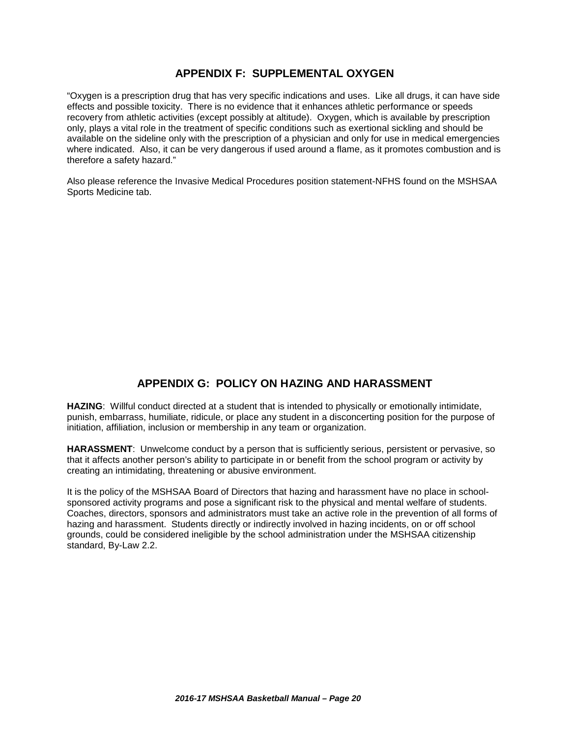## APPENDIX F: SUPPLEMENTAL OXYGEN

"Oxygen is a prescription drug that has very specific indications and uses. Like all drugs, it can have side effects and possible toxicity. There is no evidence that it enhances athletic performance or speeds recovery from athletic activities (except possibly at altitude). Oxygen, which is available by prescription only, plays a vital role in the treatment of specific conditions such as exertional sickling and should be available on the sideline only with the prescription of a physician and only for use in medical emergencies where indicated. Also, it can be very dangerous if used around a flame, as it promotes combustion and is therefore a safety hazard."

Also please reference the Invasive Medical Procedures position statement-NFHS found on the MSHSAA Sports Medicine tab.

## APPENDIX G: POLICY ON HAZING AND HARASSMENT

**HAZING**: Willful conduct directed at a student that is intended to physically or emotionally intimidate, punish, embarrass, humiliate, ridicule, or place any student in a disconcerting position for the purpose of initiation, affiliation, inclusion or membership in any team or organization.

**HARASSMENT**: Unwelcome conduct by a person that is sufficiently serious, persistent or pervasive, so that it affects another person's ability to participate in or benefit from the school program or activity by creating an intimidating, threatening or abusive environment.

It is the policy of the MSHSAA Board of Directors that hazing and harassment have no place in school-sponsored activity programs and pose a significant risk to the physical and mental welfare of students. Coaches, directors, sponsors and administrators must take an active role in the prevention of all forms of hazing and harassment. Students directly or indirectly involved in hazing incidents, on or off school grounds, could be considered ineligible by the school administration under the MSHSAA citizenship standard, By-Law 2.2.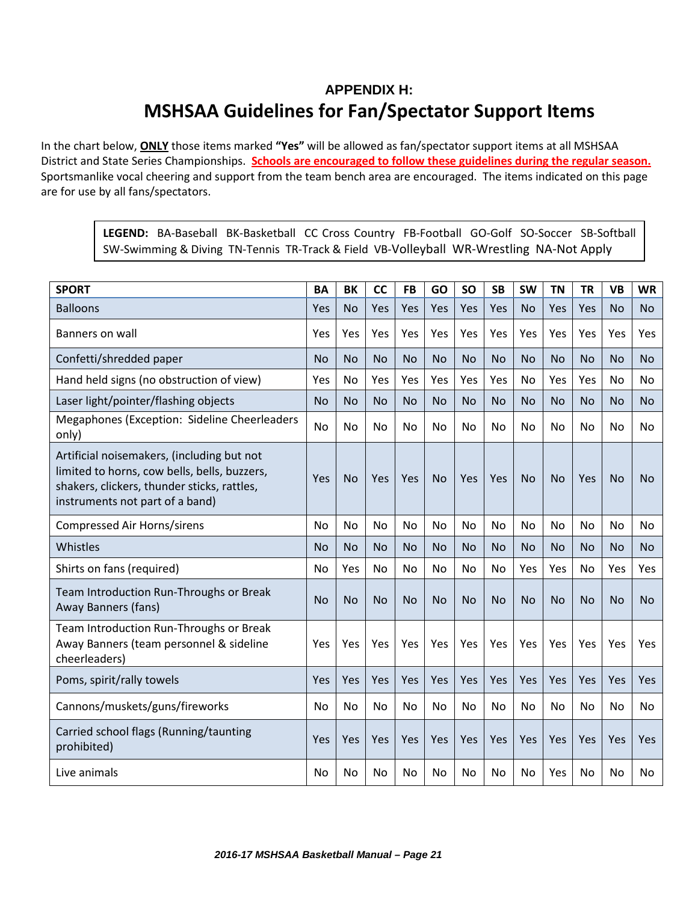## APPENDIX H:

# MSHSAA Guidelines for Fan/Spectator Support Items

In the chart below, **ONLY** those items marked **"Yes"** will be allowed as fan/spectator support items at all MSHSAA District and State Series Championships. **Schools are encouraged to follow these guidelines during the regular season.** Sportsmanlike vocal cheering and support from the team bench area are encouraged. The items indicated on this page are for use by all fans/spectators.

**LEGEND:** BA-Baseball BK-Basketball CC Cross Country FB-Football GO-Golf SO-Soccer SB-Softball SW-Swimming & Diving TN-Tennis TR-Track & Field VB-Volleyball WR-Wrestling NA-Not Apply

| SPORT | BA | BK | CC | FB | GO | SO | SB | SW | TN | TR | VB | WR |
|---|---|---|---|---|---|---|---|---|---|---|---|---|
| Balloons | Yes | No | Yes | Yes | Yes | Yes | Yes | No | Yes | Yes | No | No |
| Banners on wall | Yes | Yes | Yes | Yes | Yes | Yes | Yes | Yes | Yes | Yes | Yes | Yes |
| Confetti/shredded paper | No | No | No | No | No | No | No | No | No | No | No | No |
| Hand held signs (no obstruction of view) | Yes | No | Yes | Yes | Yes | Yes | Yes | No | Yes | Yes | No | No |
| Laser light/pointer/flashing objects | No | No | No | No | No | No | No | No | No | No | No | No |
| Megaphones (Exception: Sideline Cheerleaders only) | No | No | No | No | No | No | No | No | No | No | No | No |
| Artificial noisemakers, (including but not limited to horns, cow bells, bells, buzzers, shakers, clickers, thunder sticks, rattles, instruments not part of a band) | Yes | No | Yes | Yes | No | Yes | Yes | No | No | Yes | No | No |
| Compressed Air Horns/sirens | No | No | No | No | No | No | No | No | No | No | No | No |
| Whistles | No | No | No | No | No | No | No | No | No | No | No | No |
| Shirts on fans (required) | No | Yes | No | No | No | No | No | Yes | Yes | No | Yes | Yes |
| Team Introduction Run-Throughs or Break Away Banners (fans) | No | No | No | No | No | No | No | No | No | No | No | No |
| Team Introduction Run-Throughs or Break Away Banners (team personnel & sideline cheerleaders) | Yes | Yes | Yes | Yes | Yes | Yes | Yes | Yes | Yes | Yes | Yes | Yes |
| Poms, spirit/rally towels | Yes | Yes | Yes | Yes | Yes | Yes | Yes | Yes | Yes | Yes | Yes | Yes |
| Cannons/muskets/guns/fireworks | No | No | No | No | No | No | No | No | No | No | No | No |
| Carried school flags (Running/taunting prohibited) | Yes | Yes | Yes | Yes | Yes | Yes | Yes | Yes | Yes | Yes | Yes | Yes |
| Live animals | No | No | No | No | No | No | No | No | Yes | No | No | No |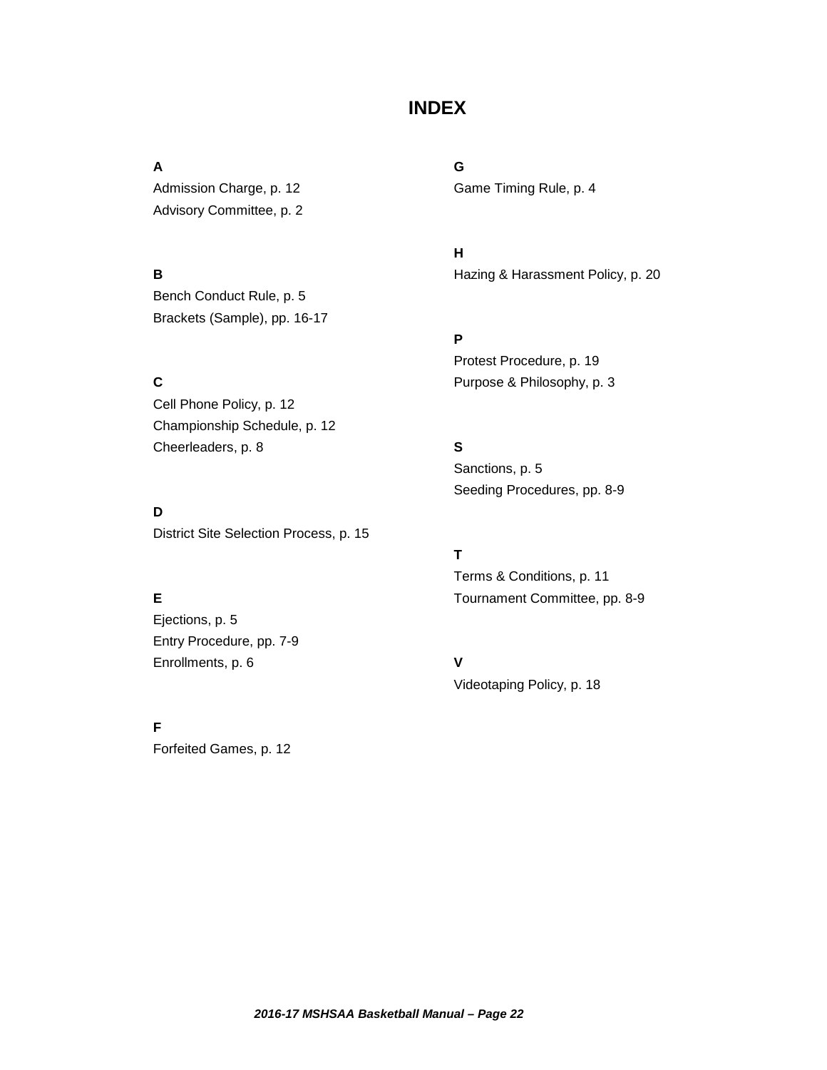# INDEX

**A**

Admission Charge, p. 12
Advisory Committee, p. 2

**B**

Bench Conduct Rule, p. 5
Brackets (Sample), pp. 16-17

**C**

Cell Phone Policy, p. 12
Championship Schedule, p. 12
Cheerleaders, p. 8

**D**

District Site Selection Process, p. 15

**E**

Ejections, p. 5
Entry Procedure, pp. 7-9
Enrollments, p. 6

**F**

Forfeited Games, p. 12

**G**

Game Timing Rule, p. 4

**H**

Hazing & Harassment Policy, p. 20

**P**

Protest Procedure, p. 19
Purpose & Philosophy, p. 3

**S**

Sanctions, p. 5
Seeding Procedures, pp. 8-9

**T**

Terms & Conditions, p. 11
Tournament Committee, pp. 8-9

**V**

Videotaping Policy, p. 18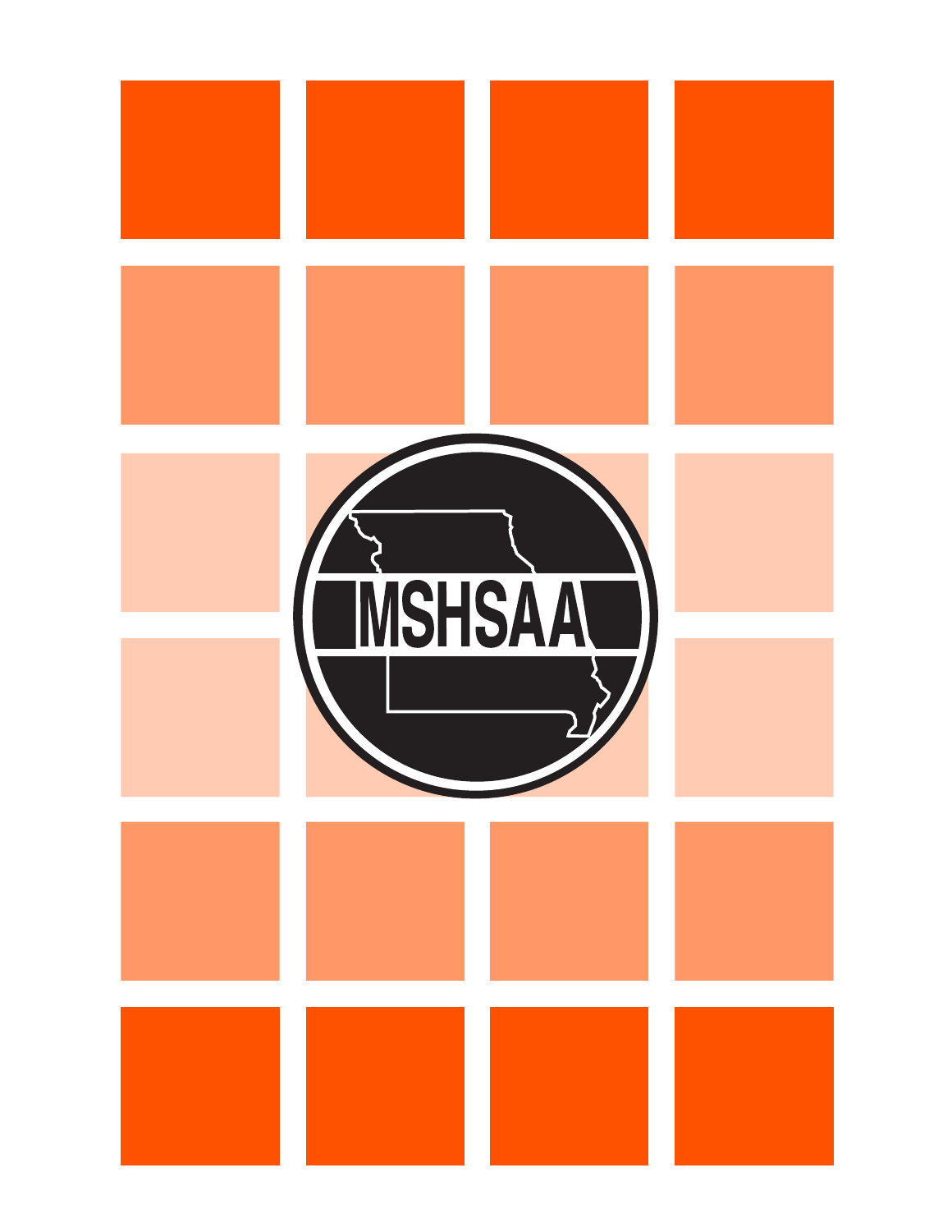MSHSAA